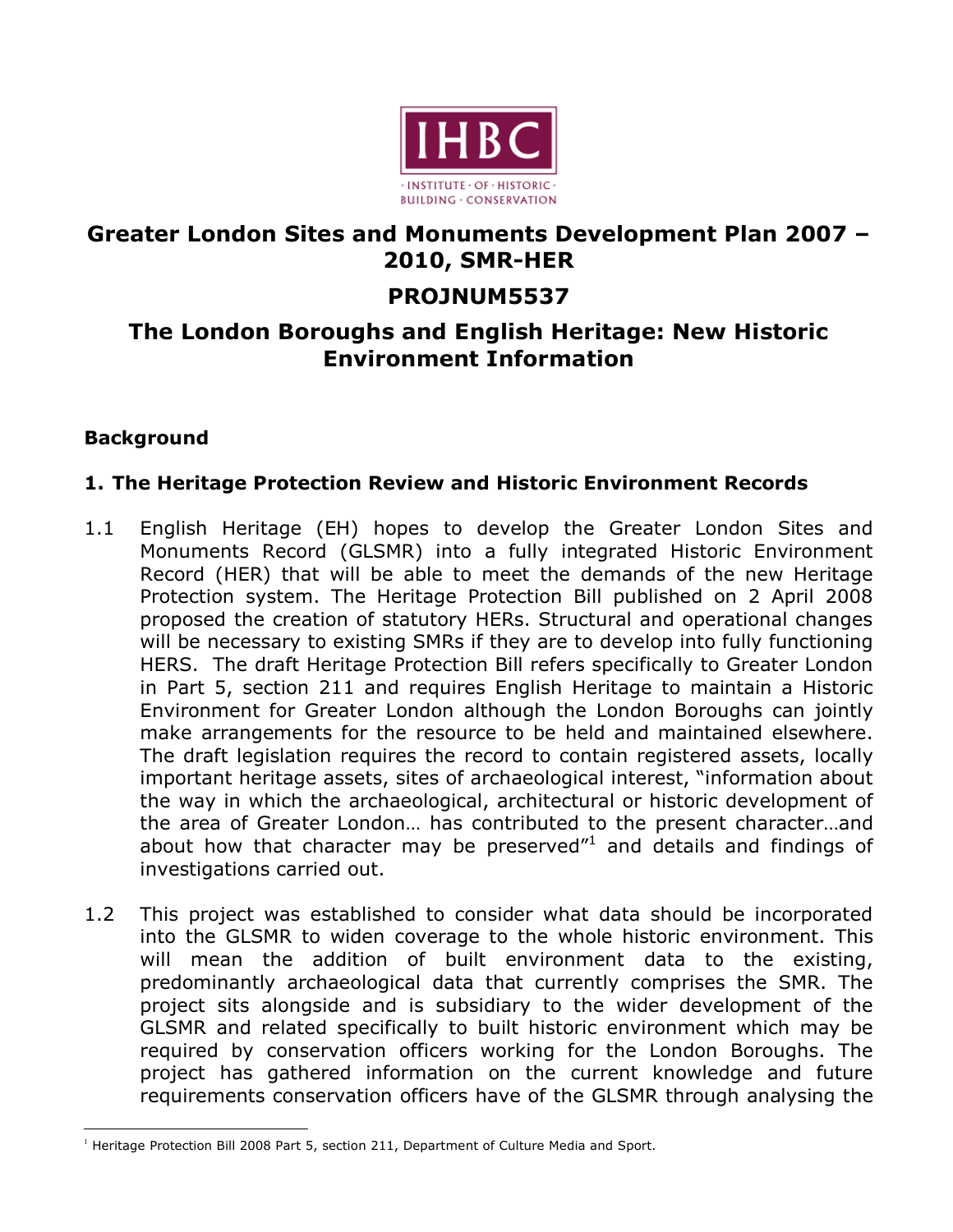# Greater London Sites and Monuments Development Plan 2007 – 2010, SMR-HER

## PROJNUM5537

## The London Boroughs and English Heritage: New Historic Environment Information

### Background

### 1. The Heritage Protection Review and Historic Environment Records

1.1 English Heritage (EH) hopes to develop the Greater London Sites and Monuments Record (GLSMR) into a fully integrated Historic Environment Record (HER) that will be able to meet the demands of the new Heritage Protection system. The Heritage Protection Bill published on 2 April 2008 proposed the creation of statutory HERs. Structural and operational changes will be necessary to existing SMRs if they are to develop into fully functioning HERS. The draft Heritage Protection Bill refers specifically to Greater London in Part 5, section 211 and requires English Heritage to maintain a Historic Environment for Greater London although the London Boroughs can jointly make arrangements for the resource to be held and maintained elsewhere. The draft legislation requires the record to contain registered assets, locally important heritage assets, sites of archaeological interest, "information about the way in which the archaeological, architectural or historic development of the area of Greater London… has contributed to the present character…and about how that character may be preserved"[1] and details and findings of investigations carried out.

1.2 This project was established to consider what data should be incorporated into the GLSMR to widen coverage to the whole historic environment. This will mean the addition of built environment data to the existing, predominantly archaeological data that currently comprises the SMR. The project sits alongside and is subsidiary to the wider development of the GLSMR and related specifically to built historic environment which may be required by conservation officers working for the London Boroughs. The project has gathered information on the current knowledge and future requirements conservation officers have of the GLSMR through analysing the

---

[1] Heritage Protection Bill 2008 Part 5, section 211, Department of Culture Media and Sport.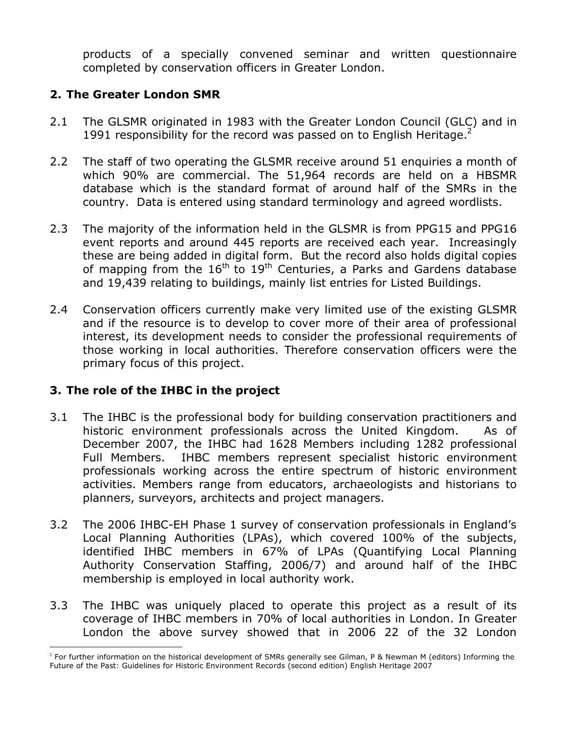products of a specially convened seminar and written questionnaire completed by conservation officers in Greater London.

## 2. The Greater London SMR

2.1 The GLSMR originated in 1983 with the Greater London Council (GLC) and in 1991 responsibility for the record was passed on to English Heritage.[2]

2.2 The staff of two operating the GLSMR receive around 51 enquiries a month of which 90% are commercial. The 51,964 records are held on a HBSMR database which is the standard format of around half of the SMRs in the country. Data is entered using standard terminology and agreed wordlists.

2.3 The majority of the information held in the GLSMR is from PPG15 and PPG16 event reports and around 445 reports are received each year. Increasingly these are being added in digital form. But the record also holds digital copies of mapping from the 16th to 19th Centuries, a Parks and Gardens database and 19,439 relating to buildings, mainly list entries for Listed Buildings.

2.4 Conservation officers currently make very limited use of the existing GLSMR and if the resource is to develop to cover more of their area of professional interest, its development needs to consider the professional requirements of those working in local authorities. Therefore conservation officers were the primary focus of this project.

## 3. The role of the IHBC in the project

3.1 The IHBC is the professional body for building conservation practitioners and historic environment professionals across the United Kingdom. As of December 2007, the IHBC had 1628 Members including 1282 professional Full Members. IHBC members represent specialist historic environment professionals working across the entire spectrum of historic environment activities. Members range from educators, archaeologists and historians to planners, surveyors, architects and project managers.

3.2 The 2006 IHBC-EH Phase 1 survey of conservation professionals in England's Local Planning Authorities (LPAs), which covered 100% of the subjects, identified IHBC members in 67% of LPAs (Quantifying Local Planning Authority Conservation Staffing, 2006/7) and around half of the IHBC membership is employed in local authority work.

3.3 The IHBC was uniquely placed to operate this project as a result of its coverage of IHBC members in 70% of local authorities in London. In Greater London the above survey showed that in 2006 22 of the 32 London

[2] For further information on the historical development of SMRs generally see Gilman, P & Newman M (editors) Informing the Future of the Past: Guidelines for Historic Environment Records (second edition) English Heritage 2007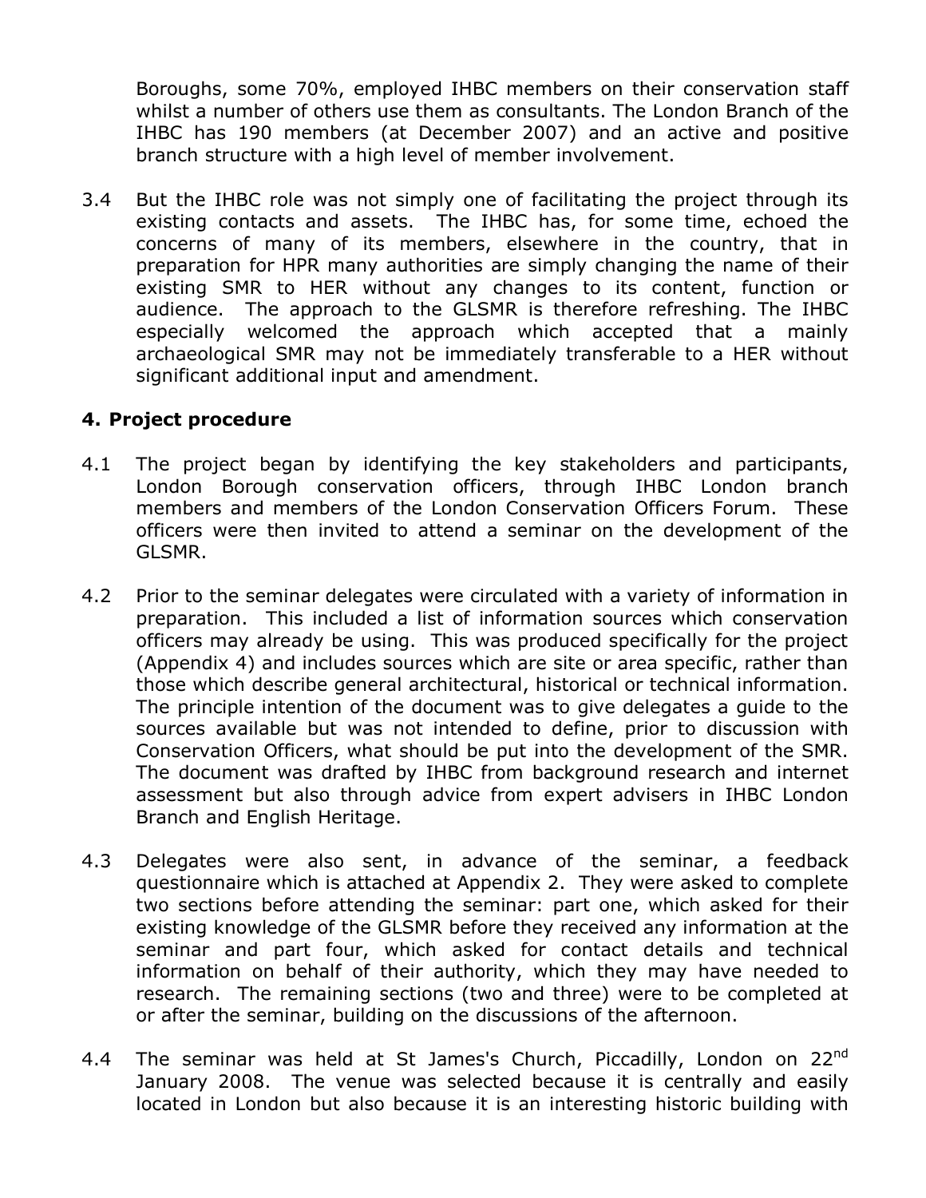Boroughs, some 70%, employed IHBC members on their conservation staff whilst a number of others use them as consultants. The London Branch of the IHBC has 190 members (at December 2007) and an active and positive branch structure with a high level of member involvement.

3.4 But the IHBC role was not simply one of facilitating the project through its existing contacts and assets. The IHBC has, for some time, echoed the concerns of many of its members, elsewhere in the country, that in preparation for HPR many authorities are simply changing the name of their existing SMR to HER without any changes to its content, function or audience. The approach to the GLSMR is therefore refreshing. The IHBC especially welcomed the approach which accepted that a mainly archaeological SMR may not be immediately transferable to a HER without significant additional input and amendment.

## 4. Project procedure

4.1 The project began by identifying the key stakeholders and participants, London Borough conservation officers, through IHBC London branch members and members of the London Conservation Officers Forum. These officers were then invited to attend a seminar on the development of the GLSMR.

4.2 Prior to the seminar delegates were circulated with a variety of information in preparation. This included a list of information sources which conservation officers may already be using. This was produced specifically for the project (Appendix 4) and includes sources which are site or area specific, rather than those which describe general architectural, historical or technical information. The principle intention of the document was to give delegates a guide to the sources available but was not intended to define, prior to discussion with Conservation Officers, what should be put into the development of the SMR. The document was drafted by IHBC from background research and internet assessment but also through advice from expert advisers in IHBC London Branch and English Heritage.

4.3 Delegates were also sent, in advance of the seminar, a feedback questionnaire which is attached at Appendix 2. They were asked to complete two sections before attending the seminar: part one, which asked for their existing knowledge of the GLSMR before they received any information at the seminar and part four, which asked for contact details and technical information on behalf of their authority, which they may have needed to research. The remaining sections (two and three) were to be completed at or after the seminar, building on the discussions of the afternoon.

4.4 The seminar was held at St James's Church, Piccadilly, London on 22nd January 2008. The venue was selected because it is centrally and easily located in London but also because it is an interesting historic building with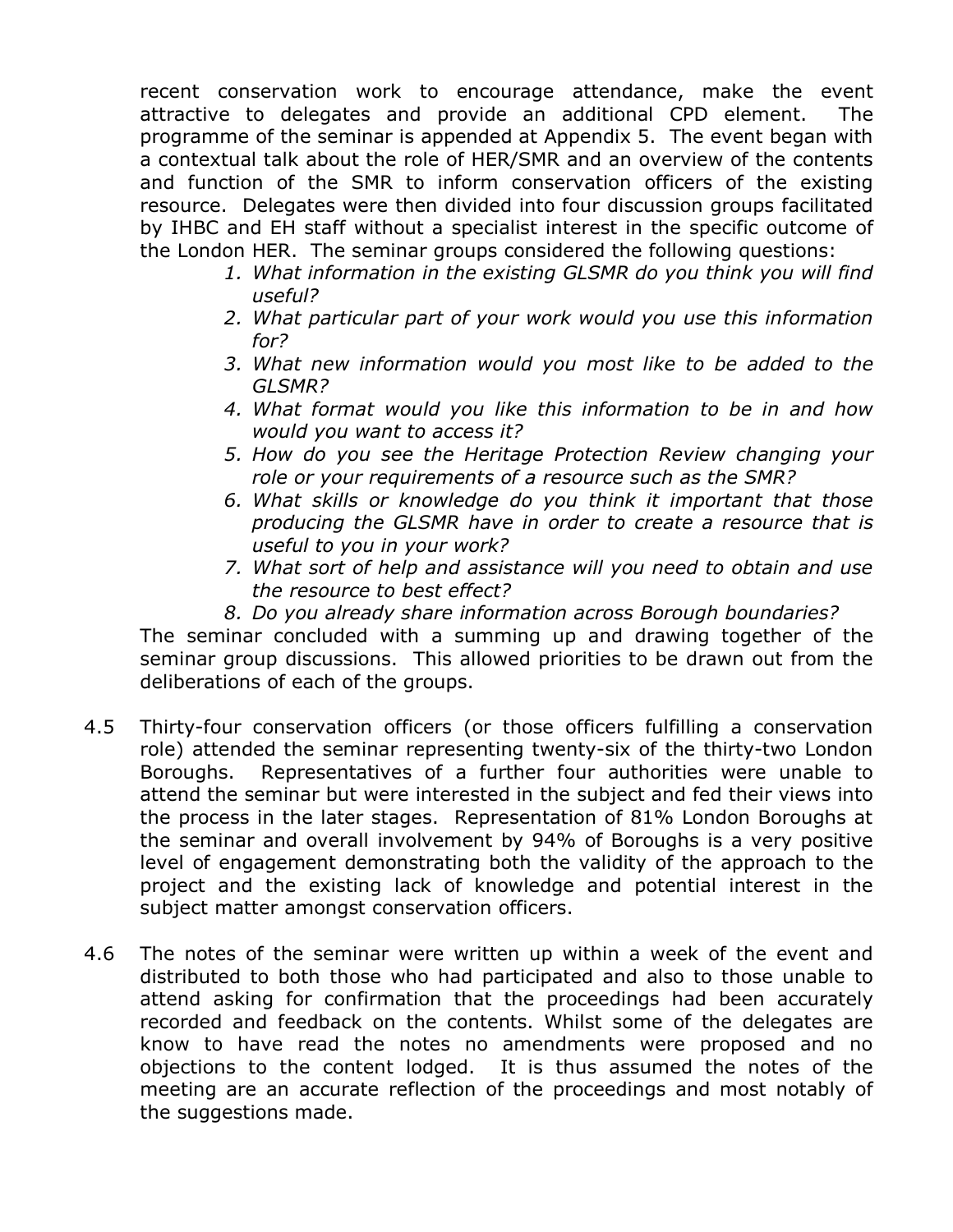recent conservation work to encourage attendance, make the event attractive to delegates and provide an additional CPD element. The programme of the seminar is appended at Appendix 5. The event began with a contextual talk about the role of HER/SMR and an overview of the contents and function of the SMR to inform conservation officers of the existing resource. Delegates were then divided into four discussion groups facilitated by IHBC and EH staff without a specialist interest in the specific outcome of the London HER. The seminar groups considered the following questions:

1. *What information in the existing GLSMR do you think you will find useful?*
2. *What particular part of your work would you use this information for?*
3. *What new information would you most like to be added to the GLSMR?*
4. *What format would you like this information to be in and how would you want to access it?*
5. *How do you see the Heritage Protection Review changing your role or your requirements of a resource such as the SMR?*
6. *What skills or knowledge do you think it important that those producing the GLSMR have in order to create a resource that is useful to you in your work?*
7. *What sort of help and assistance will you need to obtain and use the resource to best effect?*
8. *Do you already share information across Borough boundaries?*

The seminar concluded with a summing up and drawing together of the seminar group discussions. This allowed priorities to be drawn out from the deliberations of each of the groups.

4.5 Thirty-four conservation officers (or those officers fulfilling a conservation role) attended the seminar representing twenty-six of the thirty-two London Boroughs. Representatives of a further four authorities were unable to attend the seminar but were interested in the subject and fed their views into the process in the later stages. Representation of 81% London Boroughs at the seminar and overall involvement by 94% of Boroughs is a very positive level of engagement demonstrating both the validity of the approach to the project and the existing lack of knowledge and potential interest in the subject matter amongst conservation officers.

4.6 The notes of the seminar were written up within a week of the event and distributed to both those who had participated and also to those unable to attend asking for confirmation that the proceedings had been accurately recorded and feedback on the contents. Whilst some of the delegates are know to have read the notes no amendments were proposed and no objections to the content lodged. It is thus assumed the notes of the meeting are an accurate reflection of the proceedings and most notably of the suggestions made.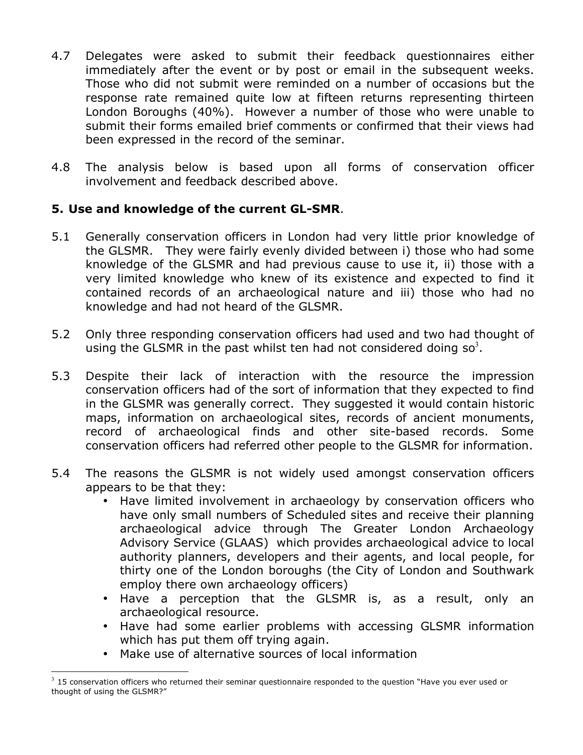4.7 Delegates were asked to submit their feedback questionnaires either immediately after the event or by post or email in the subsequent weeks. Those who did not submit were reminded on a number of occasions but the response rate remained quite low at fifteen returns representing thirteen London Boroughs (40%). However a number of those who were unable to submit their forms emailed brief comments or confirmed that their views had been expressed in the record of the seminar.

4.8 The analysis below is based upon all forms of conservation officer involvement and feedback described above.

## 5. Use and knowledge of the current GL-SMR.

5.1 Generally conservation officers in London had very little prior knowledge of the GLSMR. They were fairly evenly divided between i) those who had some knowledge of the GLSMR and had previous cause to use it, ii) those with a very limited knowledge who knew of its existence and expected to find it contained records of an archaeological nature and iii) those who had no knowledge and had not heard of the GLSMR.

5.2 Only three responding conservation officers had used and two had thought of using the GLSMR in the past whilst ten had not considered doing so[3].

5.3 Despite their lack of interaction with the resource the impression conservation officers had of the sort of information that they expected to find in the GLSMR was generally correct. They suggested it would contain historic maps, information on archaeological sites, records of ancient monuments, record of archaeological finds and other site-based records. Some conservation officers had referred other people to the GLSMR for information.

5.4 The reasons the GLSMR is not widely used amongst conservation officers appears to be that they:

- Have limited involvement in archaeology by conservation officers who have only small numbers of Scheduled sites and receive their planning archaeological advice through The Greater London Archaeology Advisory Service (GLAAS) which provides archaeological advice to local authority planners, developers and their agents, and local people, for thirty one of the London boroughs (the City of London and Southwark employ there own archaeology officers)
- Have a perception that the GLSMR is, as a result, only an archaeological resource.
- Have had some earlier problems with accessing GLSMR information which has put them off trying again.
- Make use of alternative sources of local information

[3] 15 conservation officers who returned their seminar questionnaire responded to the question "Have you ever used or thought of using the GLSMR?"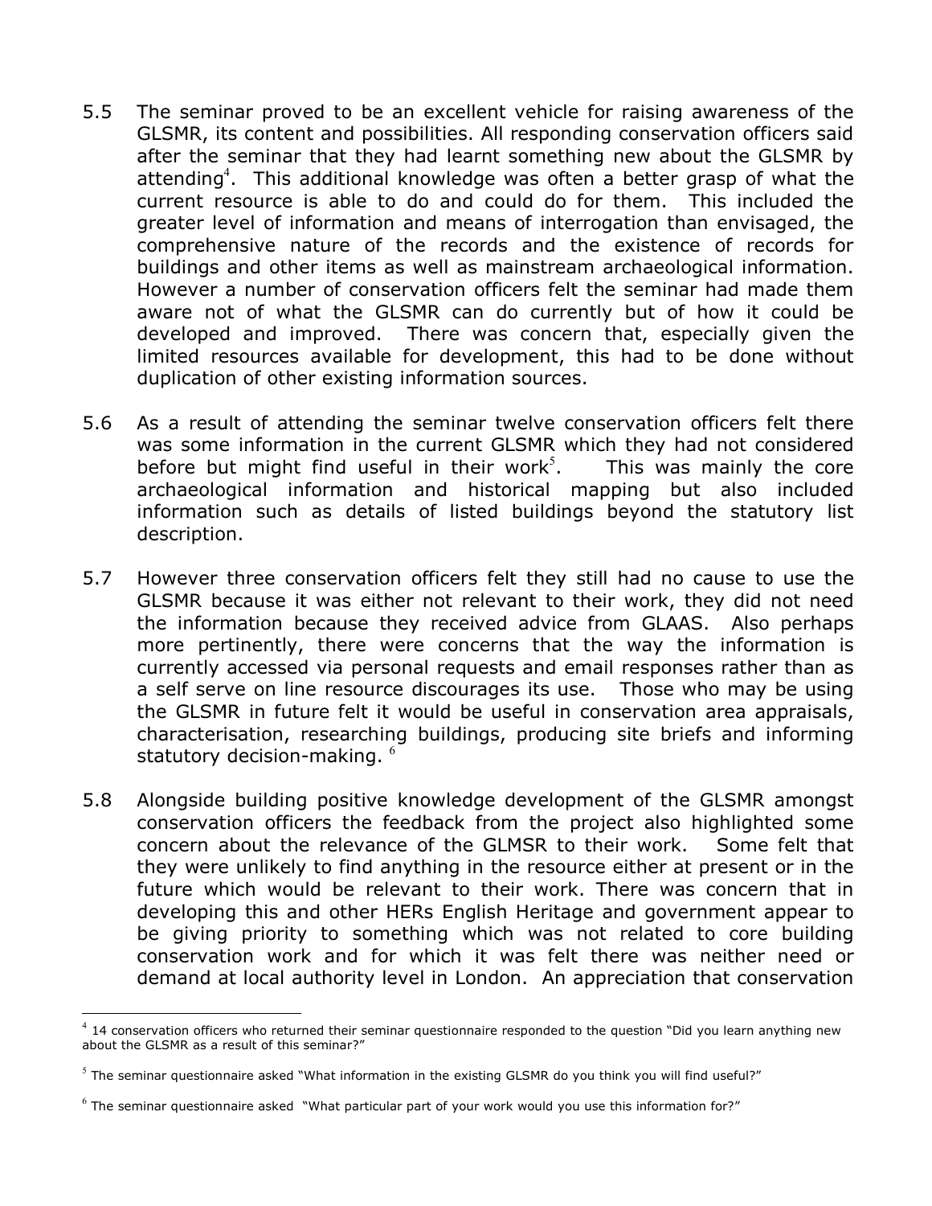5.5 The seminar proved to be an excellent vehicle for raising awareness of the GLSMR, its content and possibilities. All responding conservation officers said after the seminar that they had learnt something new about the GLSMR by attending[4]. This additional knowledge was often a better grasp of what the current resource is able to do and could do for them. This included the greater level of information and means of interrogation than envisaged, the comprehensive nature of the records and the existence of records for buildings and other items as well as mainstream archaeological information. However a number of conservation officers felt the seminar had made them aware not of what the GLSMR can do currently but of how it could be developed and improved. There was concern that, especially given the limited resources available for development, this had to be done without duplication of other existing information sources.

5.6 As a result of attending the seminar twelve conservation officers felt there was some information in the current GLSMR which they had not considered before but might find useful in their work[5]. This was mainly the core archaeological information and historical mapping but also included information such as details of listed buildings beyond the statutory list description.

5.7 However three conservation officers felt they still had no cause to use the GLSMR because it was either not relevant to their work, they did not need the information because they received advice from GLAAS. Also perhaps more pertinently, there were concerns that the way the information is currently accessed via personal requests and email responses rather than as a self serve on line resource discourages its use. Those who may be using the GLSMR in future felt it would be useful in conservation area appraisals, characterisation, researching buildings, producing site briefs and informing statutory decision-making. [6]

5.8 Alongside building positive knowledge development of the GLSMR amongst conservation officers the feedback from the project also highlighted some concern about the relevance of the GLMSR to their work. Some felt that they were unlikely to find anything in the resource either at present or in the future which would be relevant to their work. There was concern that in developing this and other HERs English Heritage and government appear to be giving priority to something which was not related to core building conservation work and for which it was felt there was neither need or demand at local authority level in London. An appreciation that conservation

---

[4] 14 conservation officers who returned their seminar questionnaire responded to the question "Did you learn anything new about the GLSMR as a result of this seminar?"

[5] The seminar questionnaire asked "What information in the existing GLSMR do you think you will find useful?"

[6] The seminar questionnaire asked "What particular part of your work would you use this information for?"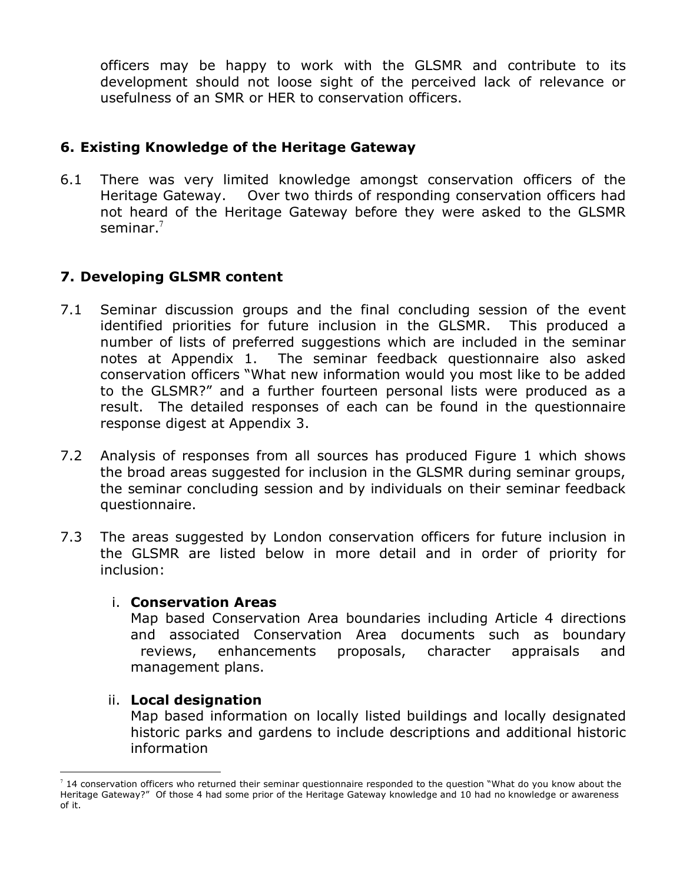officers may be happy to work with the GLSMR and contribute to its development should not loose sight of the perceived lack of relevance or usefulness of an SMR or HER to conservation officers.

## 6. Existing Knowledge of the Heritage Gateway

6.1 There was very limited knowledge amongst conservation officers of the Heritage Gateway. Over two thirds of responding conservation officers had not heard of the Heritage Gateway before they were asked to the GLSMR seminar.[7]

## 7. Developing GLSMR content

7.1 Seminar discussion groups and the final concluding session of the event identified priorities for future inclusion in the GLSMR. This produced a number of lists of preferred suggestions which are included in the seminar notes at Appendix 1. The seminar feedback questionnaire also asked conservation officers "What new information would you most like to be added to the GLSMR?" and a further fourteen personal lists were produced as a result. The detailed responses of each can be found in the questionnaire response digest at Appendix 3.

7.2 Analysis of responses from all sources has produced Figure 1 which shows the broad areas suggested for inclusion in the GLSMR during seminar groups, the seminar concluding session and by individuals on their seminar feedback questionnaire.

7.3 The areas suggested by London conservation officers for future inclusion in the GLSMR are listed below in more detail and in order of priority for inclusion:

i. **Conservation Areas**
Map based Conservation Area boundaries including Article 4 directions and associated Conservation Area documents such as boundary reviews, enhancements proposals, character appraisals and management plans.

ii. **Local designation**
Map based information on locally listed buildings and locally designated historic parks and gardens to include descriptions and additional historic information

[7] 14 conservation officers who returned their seminar questionnaire responded to the question "What do you know about the Heritage Gateway?" Of those 4 had some prior of the Heritage Gateway knowledge and 10 had no knowledge or awareness of it.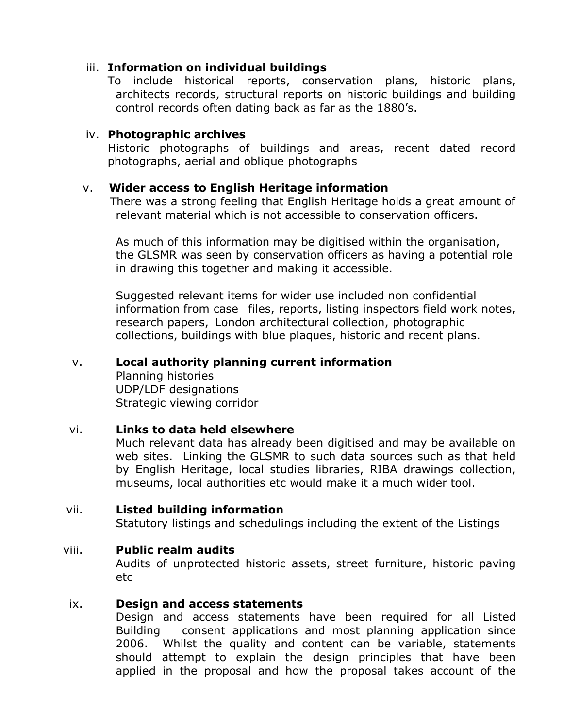iii. **Information on individual buildings**

To include historical reports, conservation plans, historic plans, architects records, structural reports on historic buildings and building control records often dating back as far as the 1880's.

iv. **Photographic archives**

Historic photographs of buildings and areas, recent dated record photographs, aerial and oblique photographs

v. **Wider access to English Heritage information**

There was a strong feeling that English Heritage holds a great amount of relevant material which is not accessible to conservation officers.

As much of this information may be digitised within the organisation, the GLSMR was seen by conservation officers as having a potential role in drawing this together and making it accessible.

Suggested relevant items for wider use included non confidential information from case files, reports, listing inspectors field work notes, research papers, London architectural collection, photographic collections, buildings with blue plaques, historic and recent plans.

v. **Local authority planning current information**

Planning histories
UDP/LDF designations
Strategic viewing corridor

vi. **Links to data held elsewhere**

Much relevant data has already been digitised and may be available on web sites. Linking the GLSMR to such data sources such as that held by English Heritage, local studies libraries, RIBA drawings collection, museums, local authorities etc would make it a much wider tool.

vii. **Listed building information**

Statutory listings and schedulings including the extent of the Listings

viii. **Public realm audits**

Audits of unprotected historic assets, street furniture, historic paving etc

ix. **Design and access statements**

Design and access statements have been required for all Listed Building consent applications and most planning application since 2006. Whilst the quality and content can be variable, statements should attempt to explain the design principles that have been applied in the proposal and how the proposal takes account of the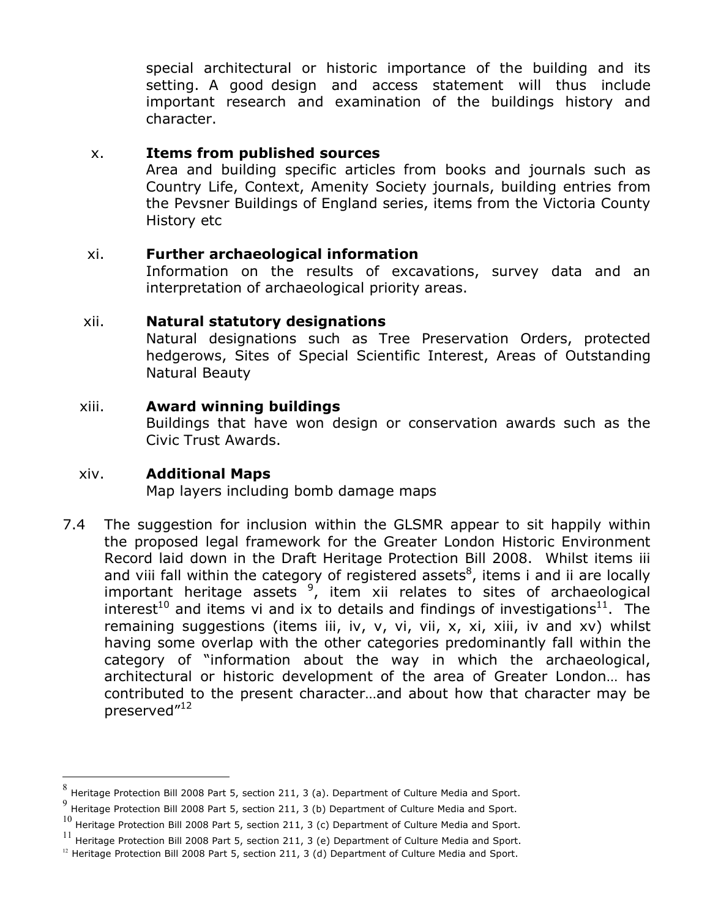special architectural or historic importance of the building and its setting. A good design and access statement will thus include important research and examination of the buildings history and character.

x. **Items from published sources**
Area and building specific articles from books and journals such as Country Life, Context, Amenity Society journals, building entries from the Pevsner Buildings of England series, items from the Victoria County History etc

xi. **Further archaeological information**
Information on the results of excavations, survey data and an interpretation of archaeological priority areas.

xii. **Natural statutory designations**
Natural designations such as Tree Preservation Orders, protected hedgerows, Sites of Special Scientific Interest, Areas of Outstanding Natural Beauty

xiii. **Award winning buildings**
Buildings that have won design or conservation awards such as the Civic Trust Awards.

xiv. **Additional Maps**
Map layers including bomb damage maps

7.4 The suggestion for inclusion within the GLSMR appear to sit happily within the proposed legal framework for the Greater London Historic Environment Record laid down in the Draft Heritage Protection Bill 2008. Whilst items iii and viii fall within the category of registered assets[8], items i and ii are locally important heritage assets [9], item xii relates to sites of archaeological interest[10] and items vi and ix to details and findings of investigations[11]. The remaining suggestions (items iii, iv, v, vi, vii, x, xi, xiii, iv and xv) whilst having some overlap with the other categories predominantly fall within the category of "information about the way in which the archaeological, architectural or historic development of the area of Greater London… has contributed to the present character…and about how that character may be preserved"[12]

---

[8] Heritage Protection Bill 2008 Part 5, section 211, 3 (a). Department of Culture Media and Sport.

[9] Heritage Protection Bill 2008 Part 5, section 211, 3 (b) Department of Culture Media and Sport.

[10] Heritage Protection Bill 2008 Part 5, section 211, 3 (c) Department of Culture Media and Sport.

[11] Heritage Protection Bill 2008 Part 5, section 211, 3 (e) Department of Culture Media and Sport.

[12] Heritage Protection Bill 2008 Part 5, section 211, 3 (d) Department of Culture Media and Sport.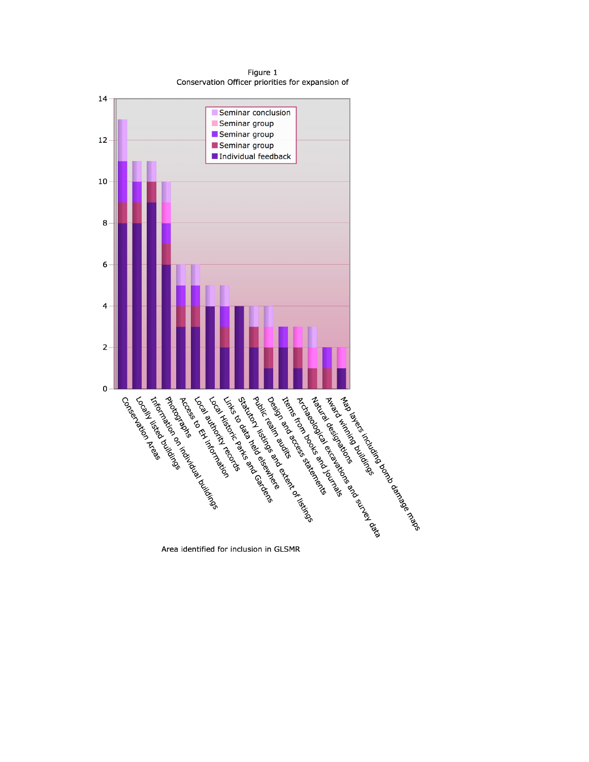Figure 1
Conservation Officer priorities for expansion of

| Area identified for inclusion in GLSMR | Individual feedback | Seminar group | Seminar group | Seminar group | Seminar conclusion | Total |
|---|---|---|---|---|---|---|
| Conservation Areas | 8 | 1 | 2 | | 2 | 13 |
| Locally listed buildings | 8 | 1 | 1 | | 1 | 11 |
| Information on individual buildings | 9 | 1 | | | 1 | 11 |
| Photographs | 6 | 1 | 1 | 1 | 1 | 10 |
| Access to EH information | 3 | 1 | 1 | | 1 | 6 |
| Local authority records | 3 | 1 | 1 | | 1 | 6 |
| Local Historic Parks and Gardens | 4 | | | | 1 | 5 |
| Links to data held elsewhere | 2 | 1 | 1 | | 1 | 5 |
| Statutory listings and extent of listings | 4 | | | | | 4 |
| Public realm audits | 2 | 1 | | | 1 | 4 |
| Design and access statements | 1 | 1 | | 1 | 1 | 4 |
| Items from books and journals | 2 | | 1 | | | 3 |
| Archaeological excavations and survey data | 1 | 1 | | 1 | | 3 |
| Natural designations | | 1 | | 1 | 1 | 3 |
| Award winning buildings | | 1 | 1 | | | 2 |
| Map layers including bomb damage maps | 1 | | | 1 | | 2 |

Area identified for inclusion in GLSMR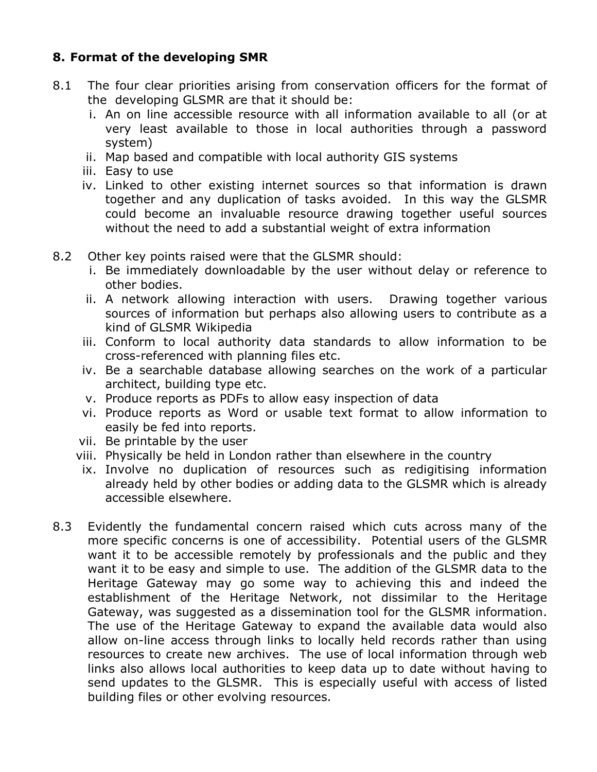## 8. Format of the developing SMR

8.1 The four clear priorities arising from conservation officers for the format of the developing GLSMR are that it should be:

   i. An on line accessible resource with all information available to all (or at very least available to those in local authorities through a password system)
   ii. Map based and compatible with local authority GIS systems
   iii. Easy to use
   iv. Linked to other existing internet sources so that information is drawn together and any duplication of tasks avoided. In this way the GLSMR could become an invaluable resource drawing together useful sources without the need to add a substantial weight of extra information

8.2 Other key points raised were that the GLSMR should:

   i. Be immediately downloadable by the user without delay or reference to other bodies.
   ii. A network allowing interaction with users. Drawing together various sources of information but perhaps also allowing users to contribute as a kind of GLSMR Wikipedia
   iii. Conform to local authority data standards to allow information to be cross-referenced with planning files etc.
   iv. Be a searchable database allowing searches on the work of a particular architect, building type etc.
   v. Produce reports as PDFs to allow easy inspection of data
   vi. Produce reports as Word or usable text format to allow information to easily be fed into reports.
   vii. Be printable by the user
   viii. Physically be held in London rather than elsewhere in the country
   ix. Involve no duplication of resources such as redigitising information already held by other bodies or adding data to the GLSMR which is already accessible elsewhere.

8.3 Evidently the fundamental concern raised which cuts across many of the more specific concerns is one of accessibility. Potential users of the GLSMR want it to be accessible remotely by professionals and the public and they want it to be easy and simple to use. The addition of the GLSMR data to the Heritage Gateway may go some way to achieving this and indeed the establishment of the Heritage Network, not dissimilar to the Heritage Gateway, was suggested as a dissemination tool for the GLSMR information. The use of the Heritage Gateway to expand the available data would also allow on-line access through links to locally held records rather than using resources to create new archives. The use of local information through web links also allows local authorities to keep data up to date without having to send updates to the GLSMR. This is especially useful with access of listed building files or other evolving resources.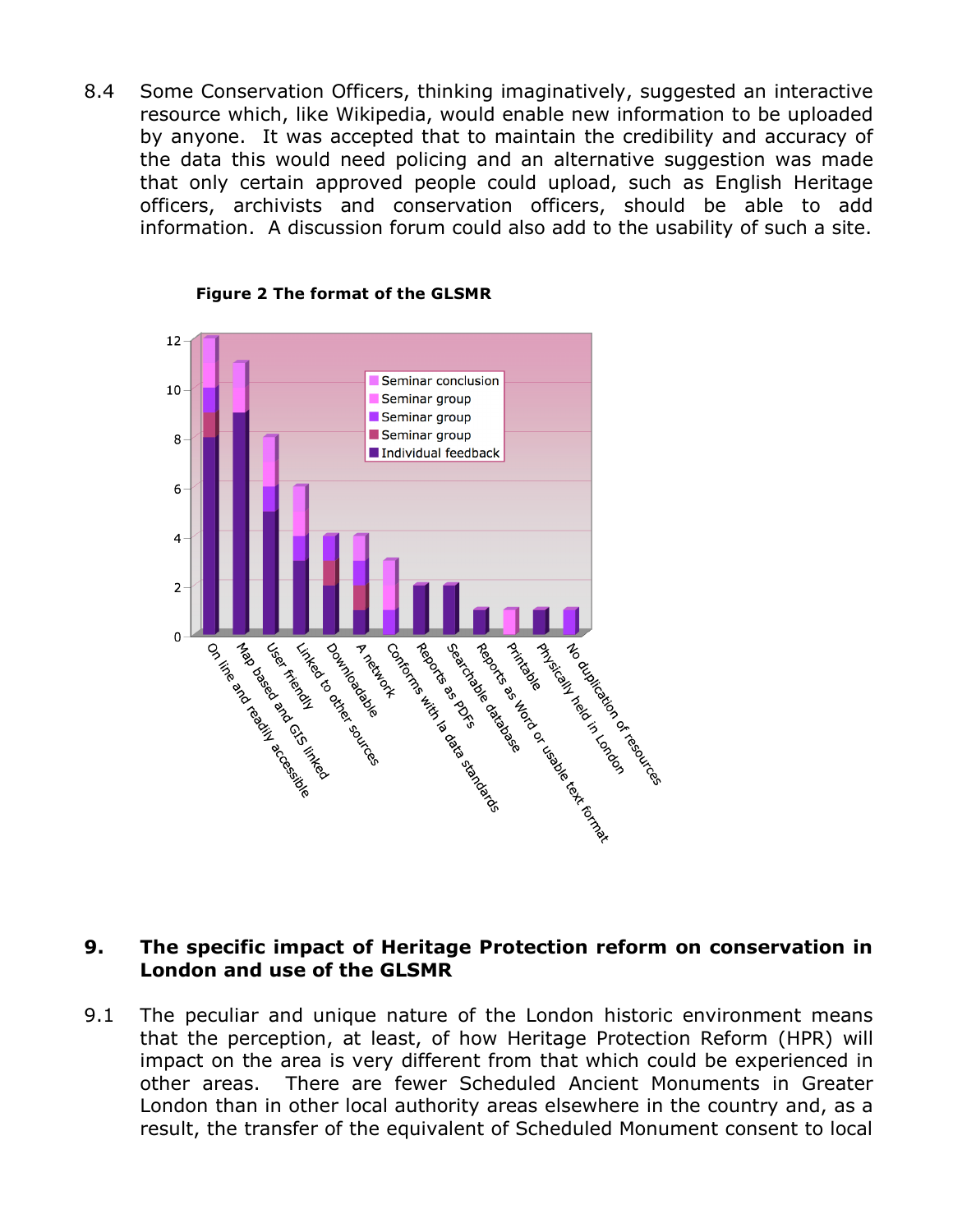8.4 Some Conservation Officers, thinking imaginatively, suggested an interactive resource which, like Wikipedia, would enable new information to be uploaded by anyone. It was accepted that to maintain the credibility and accuracy of the data this would need policing and an alternative suggestion was made that only certain approved people could upload, such as English Heritage officers, archivists and conservation officers, should be able to add information. A discussion forum could also add to the usability of such a site.

**Figure 2 The format of the GLSMR**

## 9. The specific impact of Heritage Protection reform on conservation in London and use of the GLSMR

9.1 The peculiar and unique nature of the London historic environment means that the perception, at least, of how Heritage Protection Reform (HPR) will impact on the area is very different from that which could be experienced in other areas. There are fewer Scheduled Ancient Monuments in Greater London than in other local authority areas elsewhere in the country and, as a result, the transfer of the equivalent of Scheduled Monument consent to local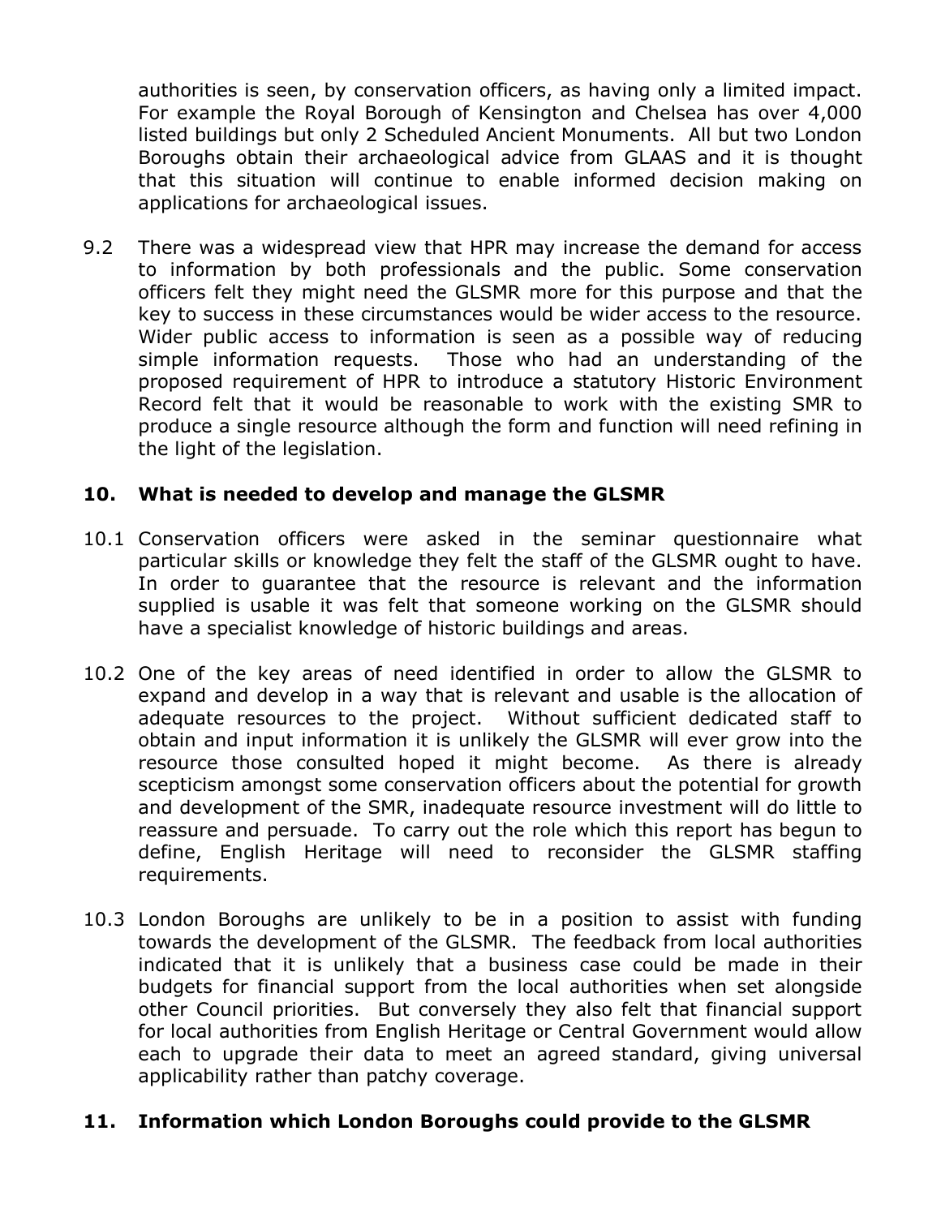authorities is seen, by conservation officers, as having only a limited impact. For example the Royal Borough of Kensington and Chelsea has over 4,000 listed buildings but only 2 Scheduled Ancient Monuments. All but two London Boroughs obtain their archaeological advice from GLAAS and it is thought that this situation will continue to enable informed decision making on applications for archaeological issues.

9.2 There was a widespread view that HPR may increase the demand for access to information by both professionals and the public. Some conservation officers felt they might need the GLSMR more for this purpose and that the key to success in these circumstances would be wider access to the resource. Wider public access to information is seen as a possible way of reducing simple information requests. Those who had an understanding of the proposed requirement of HPR to introduce a statutory Historic Environment Record felt that it would be reasonable to work with the existing SMR to produce a single resource although the form and function will need refining in the light of the legislation.

## 10. What is needed to develop and manage the GLSMR

10.1 Conservation officers were asked in the seminar questionnaire what particular skills or knowledge they felt the staff of the GLSMR ought to have. In order to guarantee that the resource is relevant and the information supplied is usable it was felt that someone working on the GLSMR should have a specialist knowledge of historic buildings and areas.

10.2 One of the key areas of need identified in order to allow the GLSMR to expand and develop in a way that is relevant and usable is the allocation of adequate resources to the project. Without sufficient dedicated staff to obtain and input information it is unlikely the GLSMR will ever grow into the resource those consulted hoped it might become. As there is already scepticism amongst some conservation officers about the potential for growth and development of the SMR, inadequate resource investment will do little to reassure and persuade. To carry out the role which this report has begun to define, English Heritage will need to reconsider the GLSMR staffing requirements.

10.3 London Boroughs are unlikely to be in a position to assist with funding towards the development of the GLSMR. The feedback from local authorities indicated that it is unlikely that a business case could be made in their budgets for financial support from the local authorities when set alongside other Council priorities. But conversely they also felt that financial support for local authorities from English Heritage or Central Government would allow each to upgrade their data to meet an agreed standard, giving universal applicability rather than patchy coverage.

## 11. Information which London Boroughs could provide to the GLSMR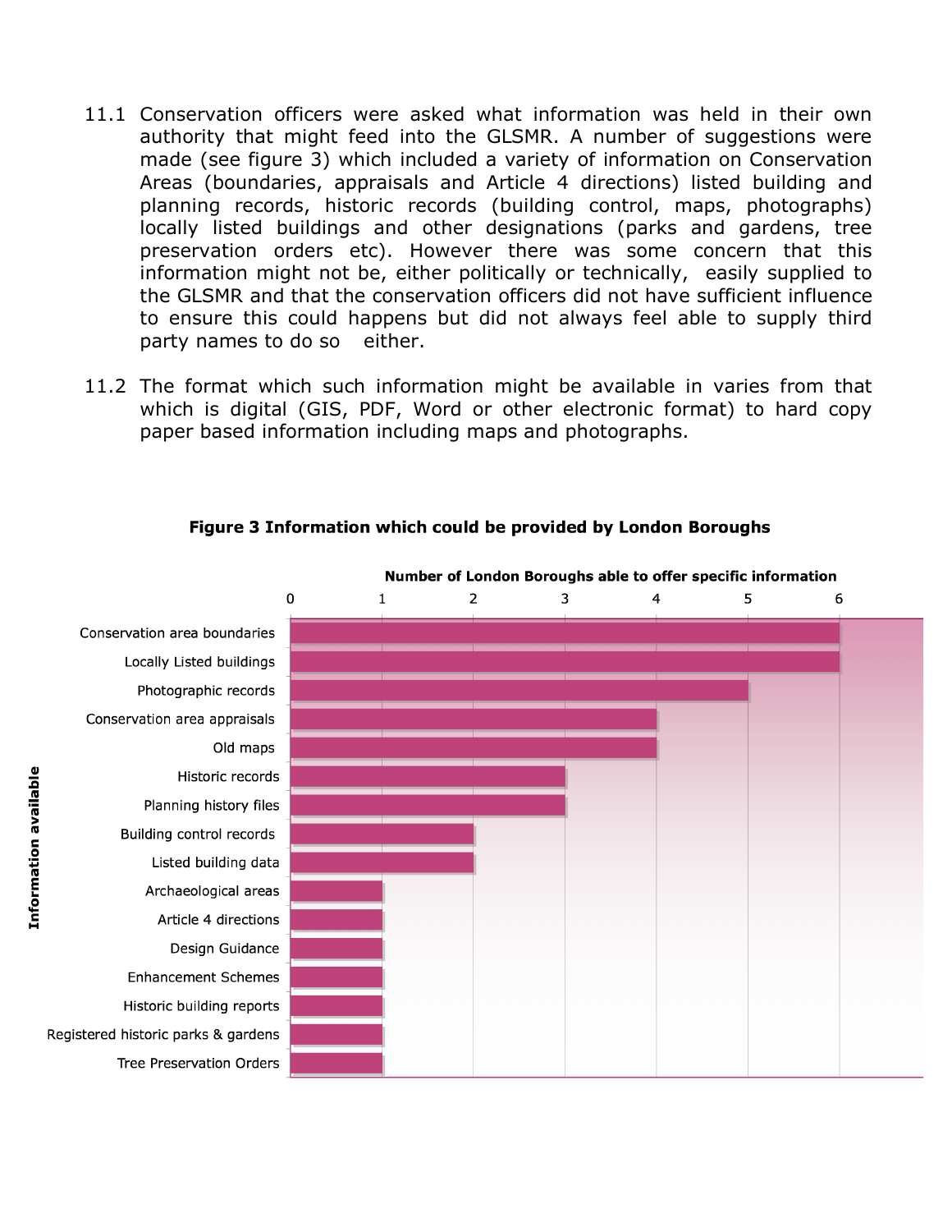11.1 Conservation officers were asked what information was held in their own authority that might feed into the GLSMR. A number of suggestions were made (see figure 3) which included a variety of information on Conservation Areas (boundaries, appraisals and Article 4 directions) listed building and planning records, historic records (building control, maps, photographs) locally listed buildings and other designations (parks and gardens, tree preservation orders etc). However there was some concern that this information might not be, either politically or technically, easily supplied to the GLSMR and that the conservation officers did not have sufficient influence to ensure this could happens but did not always feel able to supply third party names to do so either.

11.2 The format which such information might be available in varies from that which is digital (GIS, PDF, Word or other electronic format) to hard copy paper based information including maps and photographs.

**Figure 3 Information which could be provided by London Boroughs**

| Information available | Number of London Boroughs able to offer specific information |
|---|---|
| Conservation area boundaries | 6 |
| Locally Listed buildings | 6 |
| Photographic records | 5 |
| Conservation area appraisals | 4 |
| Old maps | 4 |
| Historic records | 3 |
| Planning history files | 3 |
| Building control records | 2 |
| Listed building data | 2 |
| Archaeological areas | 1 |
| Article 4 directions | 1 |
| Design Guidance | 1 |
| Enhancement Schemes | 1 |
| Historic building reports | 1 |
| Registered historic parks & gardens | 1 |
| Tree Preservation Orders | 1 |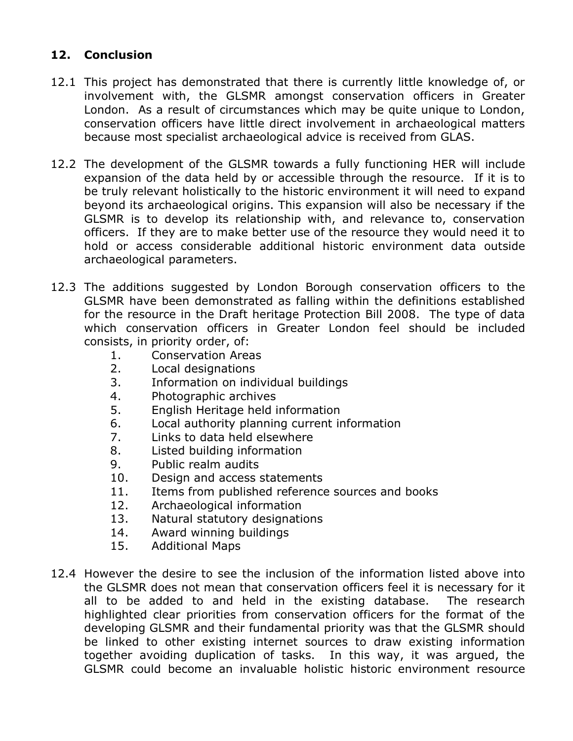## 12. Conclusion

12.1 This project has demonstrated that there is currently little knowledge of, or involvement with, the GLSMR amongst conservation officers in Greater London. As a result of circumstances which may be quite unique to London, conservation officers have little direct involvement in archaeological matters because most specialist archaeological advice is received from GLAS.

12.2 The development of the GLSMR towards a fully functioning HER will include expansion of the data held by or accessible through the resource. If it is to be truly relevant holistically to the historic environment it will need to expand beyond its archaeological origins. This expansion will also be necessary if the GLSMR is to develop its relationship with, and relevance to, conservation officers. If they are to make better use of the resource they would need it to hold or access considerable additional historic environment data outside archaeological parameters.

12.3 The additions suggested by London Borough conservation officers to the GLSMR have been demonstrated as falling within the definitions established for the resource in the Draft heritage Protection Bill 2008. The type of data which conservation officers in Greater London feel should be included consists, in priority order, of:

1. Conservation Areas
2. Local designations
3. Information on individual buildings
4. Photographic archives
5. English Heritage held information
6. Local authority planning current information
7. Links to data held elsewhere
8. Listed building information
9. Public realm audits
10. Design and access statements
11. Items from published reference sources and books
12. Archaeological information
13. Natural statutory designations
14. Award winning buildings
15. Additional Maps

12.4 However the desire to see the inclusion of the information listed above into the GLSMR does not mean that conservation officers feel it is necessary for it all to be added to and held in the existing database. The research highlighted clear priorities from conservation officers for the format of the developing GLSMR and their fundamental priority was that the GLSMR should be linked to other existing internet sources to draw existing information together avoiding duplication of tasks. In this way, it was argued, the GLSMR could become an invaluable holistic historic environment resource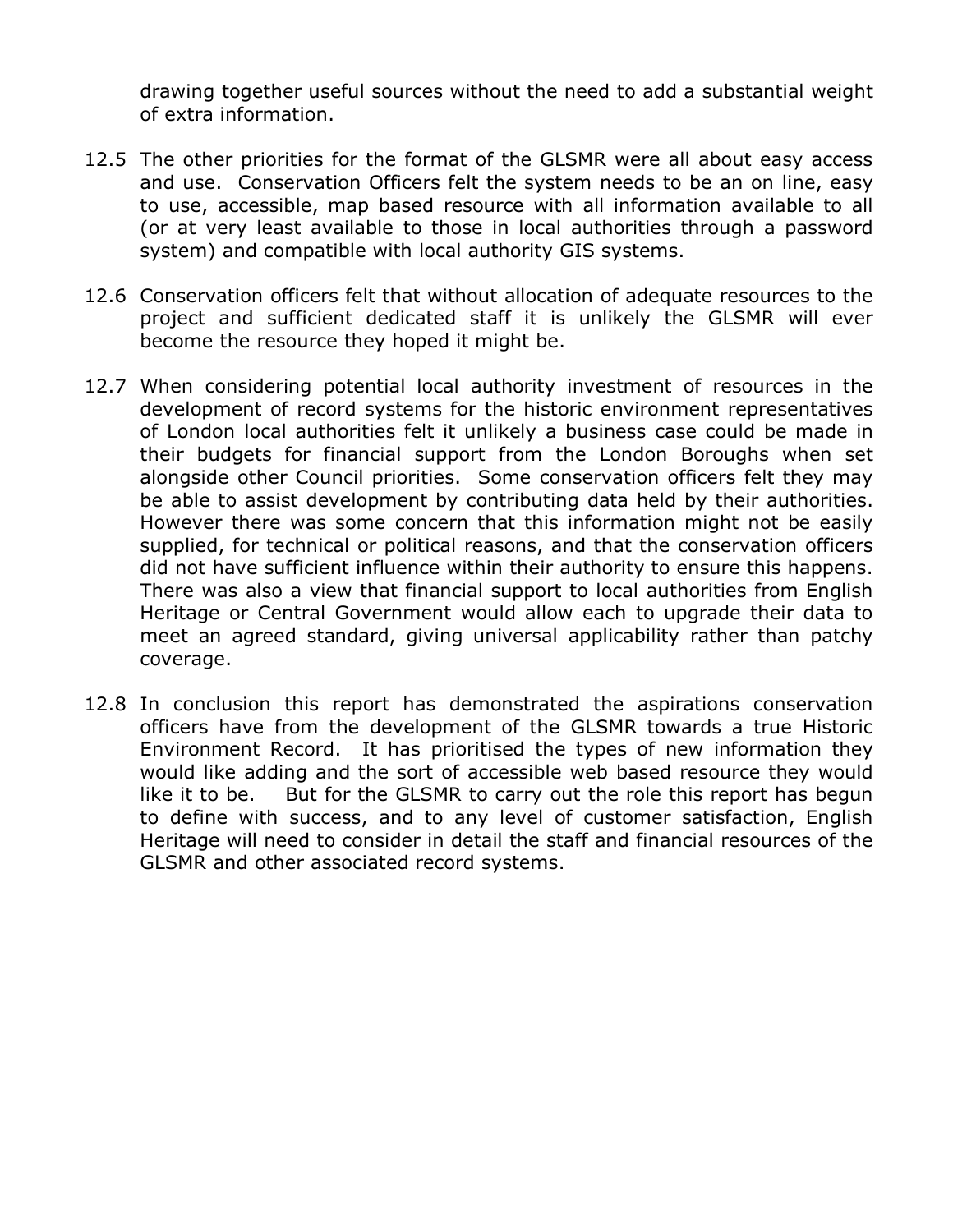drawing together useful sources without the need to add a substantial weight of extra information.

12.5 The other priorities for the format of the GLSMR were all about easy access and use. Conservation Officers felt the system needs to be an on line, easy to use, accessible, map based resource with all information available to all (or at very least available to those in local authorities through a password system) and compatible with local authority GIS systems.

12.6 Conservation officers felt that without allocation of adequate resources to the project and sufficient dedicated staff it is unlikely the GLSMR will ever become the resource they hoped it might be.

12.7 When considering potential local authority investment of resources in the development of record systems for the historic environment representatives of London local authorities felt it unlikely a business case could be made in their budgets for financial support from the London Boroughs when set alongside other Council priorities. Some conservation officers felt they may be able to assist development by contributing data held by their authorities. However there was some concern that this information might not be easily supplied, for technical or political reasons, and that the conservation officers did not have sufficient influence within their authority to ensure this happens. There was also a view that financial support to local authorities from English Heritage or Central Government would allow each to upgrade their data to meet an agreed standard, giving universal applicability rather than patchy coverage.

12.8 In conclusion this report has demonstrated the aspirations conservation officers have from the development of the GLSMR towards a true Historic Environment Record. It has prioritised the types of new information they would like adding and the sort of accessible web based resource they would like it to be. But for the GLSMR to carry out the role this report has begun to define with success, and to any level of customer satisfaction, English Heritage will need to consider in detail the staff and financial resources of the GLSMR and other associated record systems.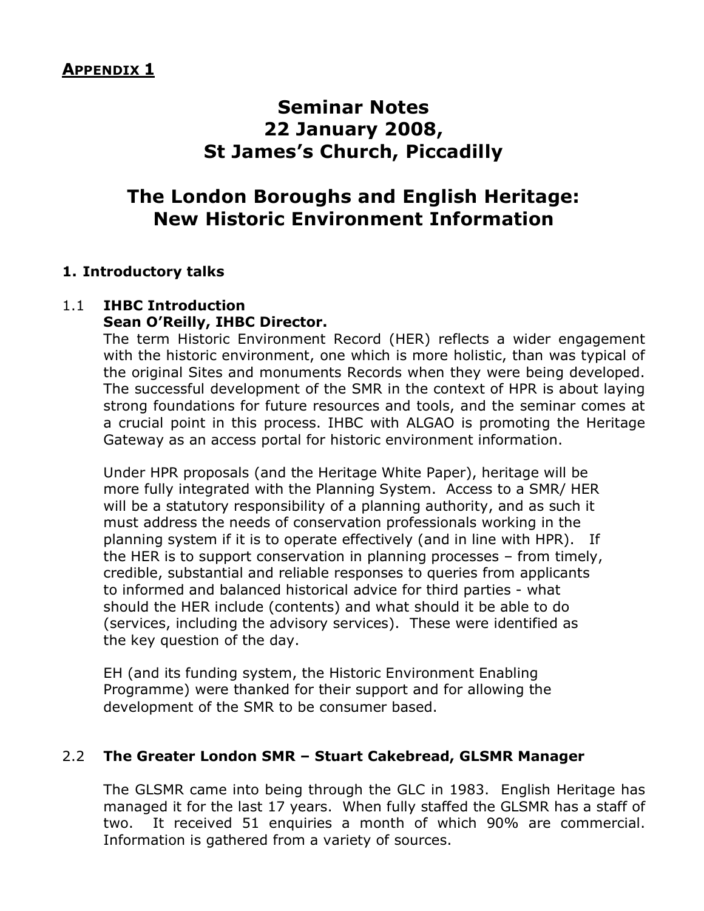**APPENDIX 1**

# Seminar Notes
# 22 January 2008,
# St James's Church, Piccadilly

# The London Boroughs and English Heritage: New Historic Environment Information

## 1. Introductory talks

### 1.1 IHBC Introduction
**Sean O'Reilly, IHBC Director.**

The term Historic Environment Record (HER) reflects a wider engagement with the historic environment, one which is more holistic, than was typical of the original Sites and monuments Records when they were being developed. The successful development of the SMR in the context of HPR is about laying strong foundations for future resources and tools, and the seminar comes at a crucial point in this process. IHBC with ALGAO is promoting the Heritage Gateway as an access portal for historic environment information.

Under HPR proposals (and the Heritage White Paper), heritage will be more fully integrated with the Planning System. Access to a SMR/ HER will be a statutory responsibility of a planning authority, and as such it must address the needs of conservation professionals working in the planning system if it is to operate effectively (and in line with HPR). If the HER is to support conservation in planning processes – from timely, credible, substantial and reliable responses to queries from applicants to informed and balanced historical advice for third parties - what should the HER include (contents) and what should it be able to do (services, including the advisory services). These were identified as the key question of the day.

EH (and its funding system, the Historic Environment Enabling Programme) were thanked for their support and for allowing the development of the SMR to be consumer based.

### 2.2 The Greater London SMR – Stuart Cakebread, GLSMR Manager

The GLSMR came into being through the GLC in 1983. English Heritage has managed it for the last 17 years. When fully staffed the GLSMR has a staff of two. It received 51 enquiries a month of which 90% are commercial. Information is gathered from a variety of sources.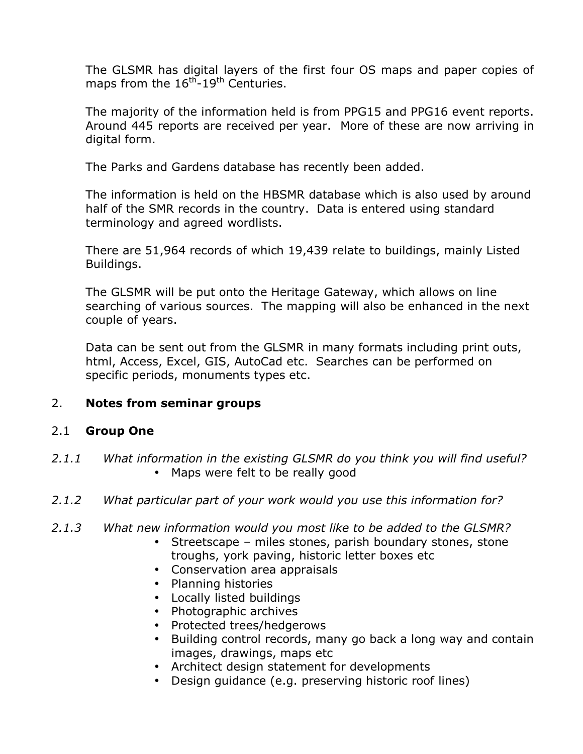The GLSMR has digital layers of the first four OS maps and paper copies of maps from the $16^{th}$-$19^{th}$ Centuries.

The majority of the information held is from PPG15 and PPG16 event reports. Around 445 reports are received per year. More of these are now arriving in digital form.

The Parks and Gardens database has recently been added.

The information is held on the HBSMR database which is also used by around half of the SMR records in the country. Data is entered using standard terminology and agreed wordlists.

There are 51,964 records of which 19,439 relate to buildings, mainly Listed Buildings.

The GLSMR will be put onto the Heritage Gateway, which allows on line searching of various sources. The mapping will also be enhanced in the next couple of years.

Data can be sent out from the GLSMR in many formats including print outs, html, Access, Excel, GIS, AutoCad etc. Searches can be performed on specific periods, monuments types etc.

## 2. Notes from seminar groups

### 2.1 Group One

*2.1.1 What information in the existing GLSMR do you think you will find useful?*

- Maps were felt to be really good

*2.1.2 What particular part of your work would you use this information for?*

*2.1.3 What new information would you most like to be added to the GLSMR?*

- Streetscape – miles stones, parish boundary stones, stone troughs, york paving, historic letter boxes etc
- Conservation area appraisals
- Planning histories
- Locally listed buildings
- Photographic archives
- Protected trees/hedgerows
- Building control records, many go back a long way and contain images, drawings, maps etc
- Architect design statement for developments
- Design guidance (e.g. preserving historic roof lines)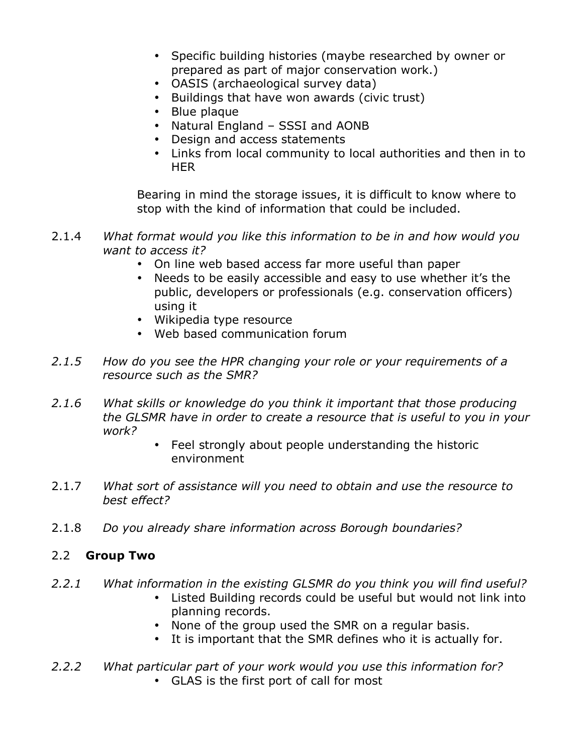- Specific building histories (maybe researched by owner or prepared as part of major conservation work.)
- OASIS (archaeological survey data)
- Buildings that have won awards (civic trust)
- Blue plaque
- Natural England – SSSI and AONB
- Design and access statements
- Links from local community to local authorities and then in to HER

Bearing in mind the storage issues, it is difficult to know where to stop with the kind of information that could be included.

2.1.4 *What format would you like this information to be in and how would you want to access it?*

- On line web based access far more useful than paper
- Needs to be easily accessible and easy to use whether it's the public, developers or professionals (e.g. conservation officers) using it
- Wikipedia type resource
- Web based communication forum

*2.1.5 How do you see the HPR changing your role or your requirements of a resource such as the SMR?*

*2.1.6 What skills or knowledge do you think it important that those producing the GLSMR have in order to create a resource that is useful to you in your work?*

- Feel strongly about people understanding the historic environment

2.1.7 *What sort of assistance will you need to obtain and use the resource to best effect?*

2.1.8 *Do you already share information across Borough boundaries?*

## 2.2 **Group Two**

*2.2.1 What information in the existing GLSMR do you think you will find useful?*

- Listed Building records could be useful but would not link into planning records.
- None of the group used the SMR on a regular basis.
- It is important that the SMR defines who it is actually for.

*2.2.2 What particular part of your work would you use this information for?*

- GLAS is the first port of call for most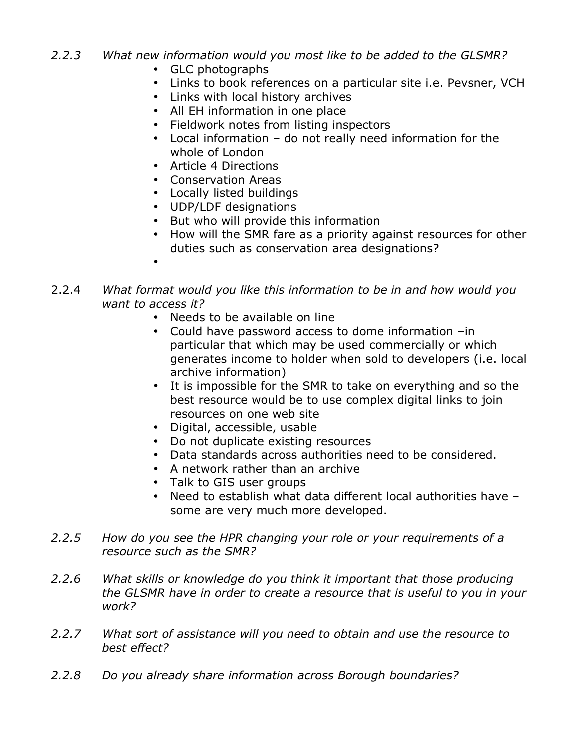2.2.3 *What new information would you most like to be added to the GLSMR?*

- GLC photographs
- Links to book references on a particular site i.e. Pevsner, VCH
- Links with local history archives
- All EH information in one place
- Fieldwork notes from listing inspectors
- Local information – do not really need information for the whole of London
- Article 4 Directions
- Conservation Areas
- Locally listed buildings
- UDP/LDF designations
- But who will provide this information
- How will the SMR fare as a priority against resources for other duties such as conservation area designations?
-

2.2.4 *What format would you like this information to be in and how would you want to access it?*

- Needs to be available on line
- Could have password access to dome information –in particular that which may be used commercially or which generates income to holder when sold to developers (i.e. local archive information)
- It is impossible for the SMR to take on everything and so the best resource would be to use complex digital links to join resources on one web site
- Digital, accessible, usable
- Do not duplicate existing resources
- Data standards across authorities need to be considered.
- A network rather than an archive
- Talk to GIS user groups
- Need to establish what data different local authorities have – some are very much more developed.

2.2.5 *How do you see the HPR changing your role or your requirements of a resource such as the SMR?*

2.2.6 *What skills or knowledge do you think it important that those producing the GLSMR have in order to create a resource that is useful to you in your work?*

2.2.7 *What sort of assistance will you need to obtain and use the resource to best effect?*

2.2.8 *Do you already share information across Borough boundaries?*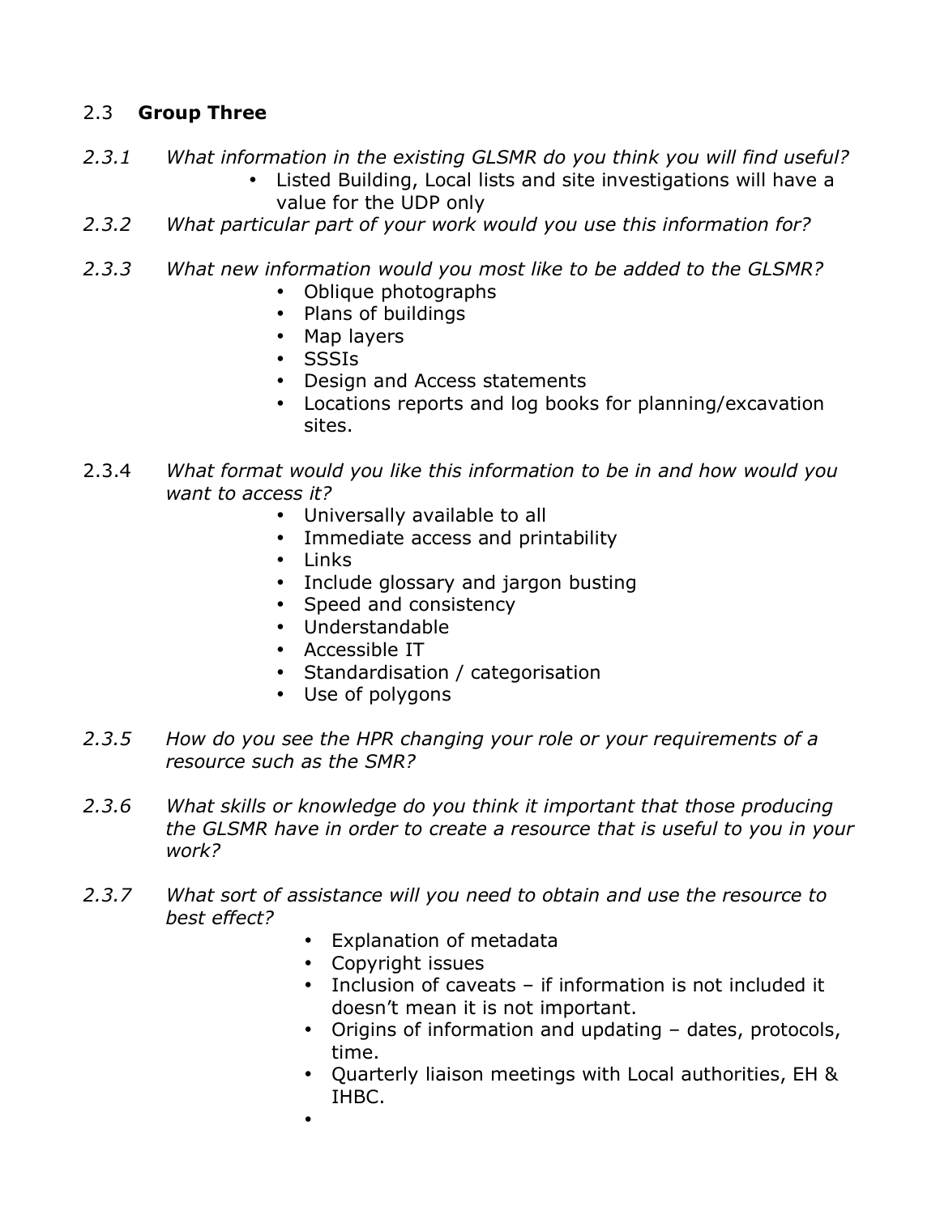## 2.3 **Group Three**

*2.3.1 What information in the existing GLSMR do you think you will find useful?*

- Listed Building, Local lists and site investigations will have a value for the UDP only

*2.3.2 What particular part of your work would you use this information for?*

*2.3.3 What new information would you most like to be added to the GLSMR?*

- Oblique photographs
- Plans of buildings
- Map layers
- SSSIs
- Design and Access statements
- Locations reports and log books for planning/excavation sites.

2.3.4 *What format would you like this information to be in and how would you want to access it?*

- Universally available to all
- Immediate access and printability
- Links
- Include glossary and jargon busting
- Speed and consistency
- Understandable
- Accessible IT
- Standardisation / categorisation
- Use of polygons

*2.3.5 How do you see the HPR changing your role or your requirements of a resource such as the SMR?*

*2.3.6 What skills or knowledge do you think it important that those producing the GLSMR have in order to create a resource that is useful to you in your work?*

*2.3.7 What sort of assistance will you need to obtain and use the resource to best effect?*

- Explanation of metadata
- Copyright issues
- Inclusion of caveats – if information is not included it doesn't mean it is not important.
- Origins of information and updating – dates, protocols, time.
- Quarterly liaison meetings with Local authorities, EH & IHBC.
-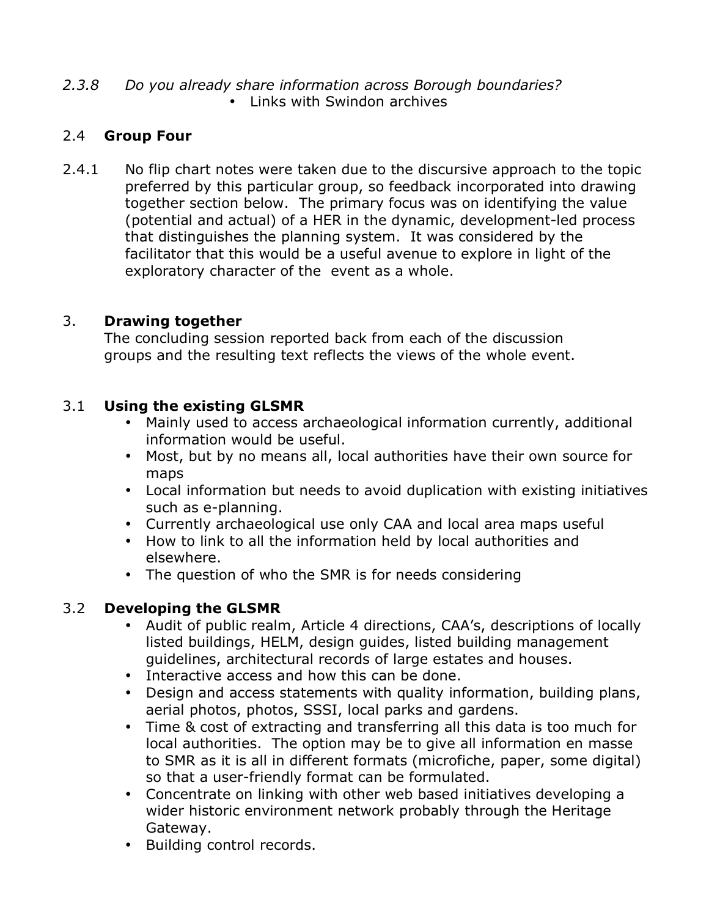*2.3.8 Do you already share information across Borough boundaries?*

- Links with Swindon archives

## 2.4 Group Four

2.4.1 No flip chart notes were taken due to the discursive approach to the topic preferred by this particular group, so feedback incorporated into drawing together section below. The primary focus was on identifying the value (potential and actual) of a HER in the dynamic, development-led process that distinguishes the planning system. It was considered by the facilitator that this would be a useful avenue to explore in light of the exploratory character of the event as a whole.

# 3. Drawing together

The concluding session reported back from each of the discussion groups and the resulting text reflects the views of the whole event.

## 3.1 Using the existing GLSMR

- Mainly used to access archaeological information currently, additional information would be useful.
- Most, but by no means all, local authorities have their own source for maps
- Local information but needs to avoid duplication with existing initiatives such as e-planning.
- Currently archaeological use only CAA and local area maps useful
- How to link to all the information held by local authorities and elsewhere.
- The question of who the SMR is for needs considering

## 3.2 Developing the GLSMR

- Audit of public realm, Article 4 directions, CAA's, descriptions of locally listed buildings, HELM, design guides, listed building management guidelines, architectural records of large estates and houses.
- Interactive access and how this can be done.
- Design and access statements with quality information, building plans, aerial photos, photos, SSSI, local parks and gardens.
- Time & cost of extracting and transferring all this data is too much for local authorities. The option may be to give all information en masse to SMR as it is all in different formats (microfiche, paper, some digital) so that a user-friendly format can be formulated.
- Concentrate on linking with other web based initiatives developing a wider historic environment network probably through the Heritage Gateway.
- Building control records.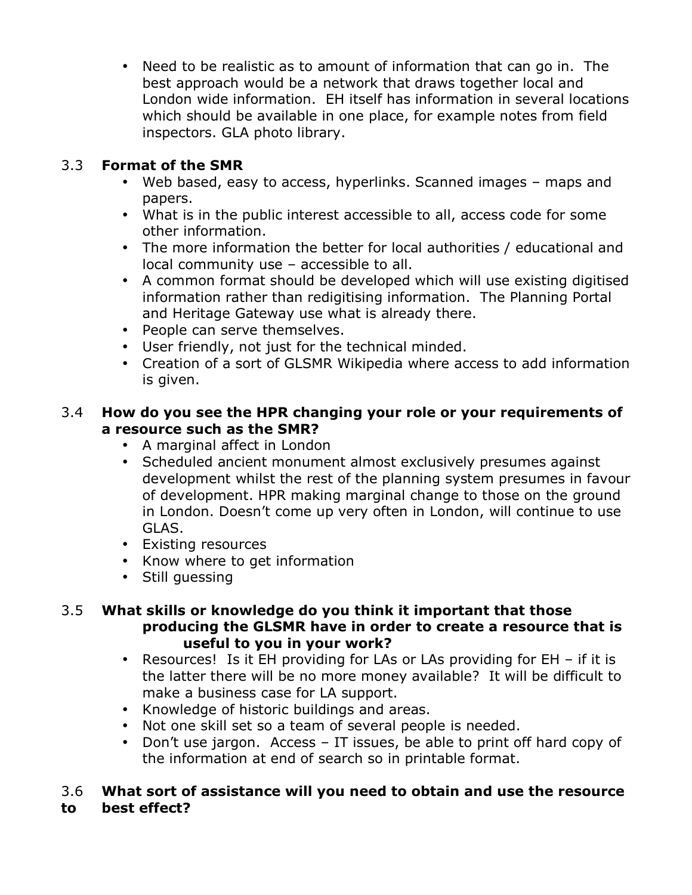- Need to be realistic as to amount of information that can go in. The best approach would be a network that draws together local and London wide information. EH itself has information in several locations which should be available in one place, for example notes from field inspectors. GLA photo library.

### 3.3 **Format of the SMR**

- Web based, easy to access, hyperlinks. Scanned images – maps and papers.
- What is in the public interest accessible to all, access code for some other information.
- The more information the better for local authorities / educational and local community use – accessible to all.
- A common format should be developed which will use existing digitised information rather than redigitising information. The Planning Portal and Heritage Gateway use what is already there.
- People can serve themselves.
- User friendly, not just for the technical minded.
- Creation of a sort of GLSMR Wikipedia where access to add information is given.

### 3.4 **How do you see the HPR changing your role or your requirements of a resource such as the SMR?**

- A marginal affect in London
- Scheduled ancient monument almost exclusively presumes against development whilst the rest of the planning system presumes in favour of development. HPR making marginal change to those on the ground in London. Doesn't come up very often in London, will continue to use GLAS.
- Existing resources
- Know where to get information
- Still guessing

### 3.5 **What skills or knowledge do you think it important that those producing the GLSMR have in order to create a resource that is useful to you in your work?**

- Resources! Is it EH providing for LAs or LAs providing for EH – if it is the latter there will be no more money available? It will be difficult to make a business case for LA support.
- Knowledge of historic buildings and areas.
- Not one skill set so a team of several people is needed.
- Don't use jargon. Access – IT issues, be able to print off hard copy of the information at end of search so in printable format.

### 3.6 **What sort of assistance will you need to obtain and use the resource to best effect?**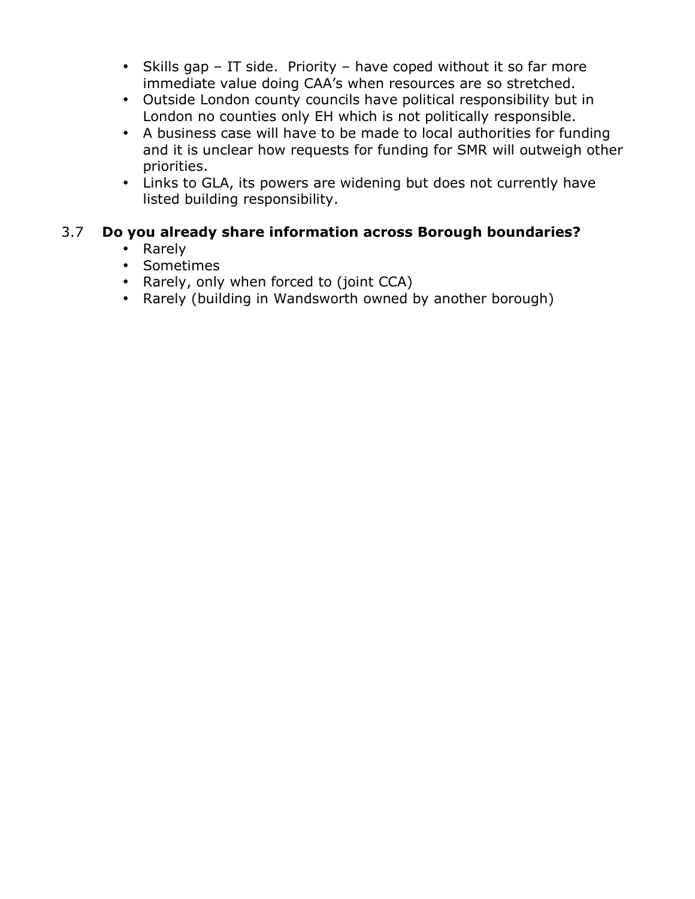- Skills gap – IT side.  Priority – have coped without it so far more immediate value doing CAA's when resources are so stretched.
- Outside London county councils have political responsibility but in London no counties only EH which is not politically responsible.
- A business case will have to be made to local authorities for funding and it is unclear how requests for funding for SMR will outweigh other priorities.
- Links to GLA, its powers are widening but does not currently have listed building responsibility.

### 3.7 Do you already share information across Borough boundaries?

- Rarely
- Sometimes
- Rarely, only when forced to (joint CCA)
- Rarely (building in Wandsworth owned by another borough)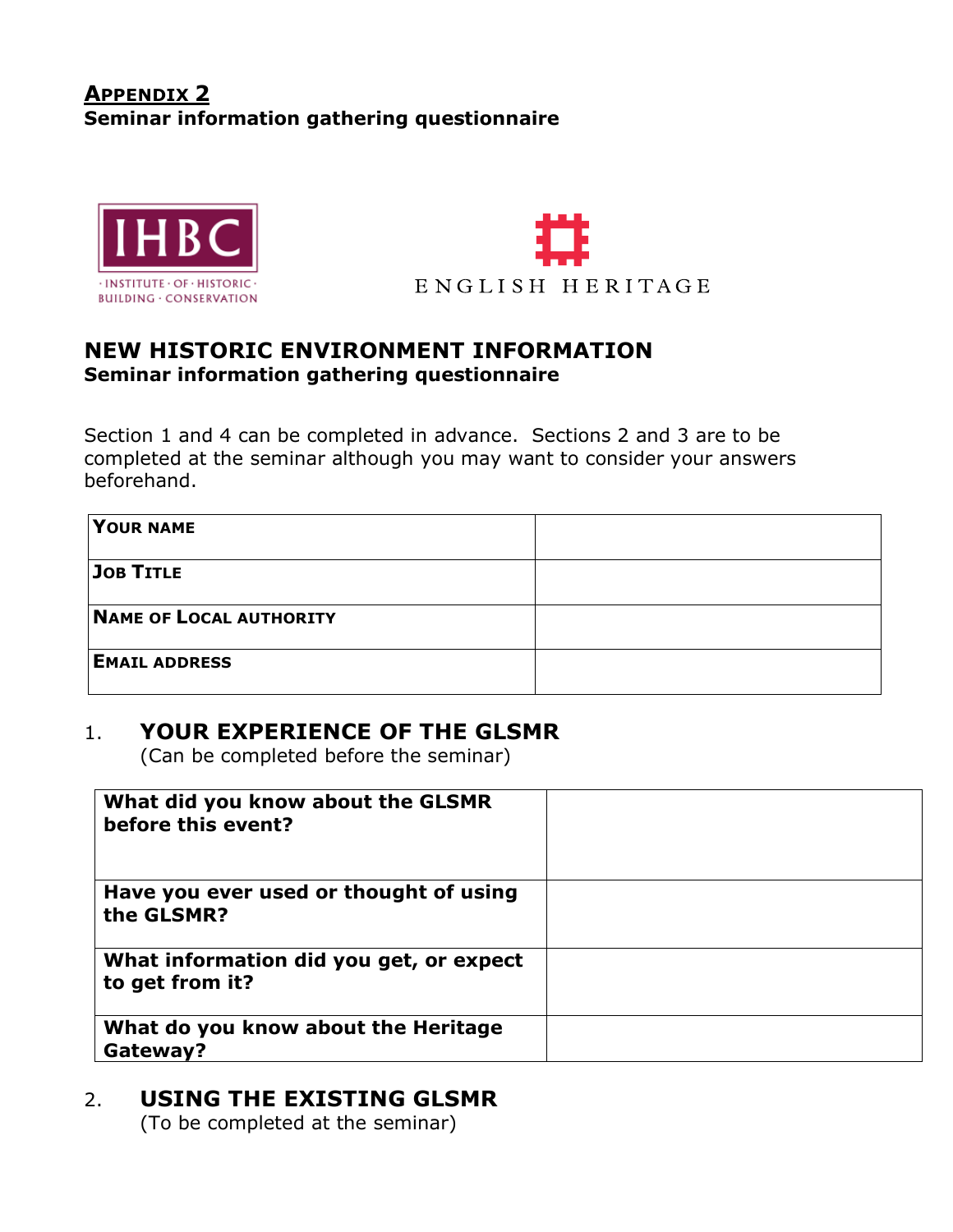## Appendix 2

**Seminar information gathering questionnaire**

IHBC · INSTITUTE · OF · HISTORIC · BUILDING · CONSERVATION

ENGLISH HERITAGE

## NEW HISTORIC ENVIRONMENT INFORMATION

**Seminar information gathering questionnaire**

Section 1 and 4 can be completed in advance. Sections 2 and 3 are to be completed at the seminar although you may want to consider your answers beforehand.

| | |
|---|---|
| **Your name** | |
| **Job Title** | |
| **Name of Local authority** | |
| **Email address** | |

### 1. YOUR EXPERIENCE OF THE GLSMR

(Can be completed before the seminar)

| | |
|---|---|
| **What did you know about the GLSMR before this event?** | |
| **Have you ever used or thought of using the GLSMR?** | |
| **What information did you get, or expect to get from it?** | |
| **What do you know about the Heritage Gateway?** | |

### 2. USING THE EXISTING GLSMR

(To be completed at the seminar)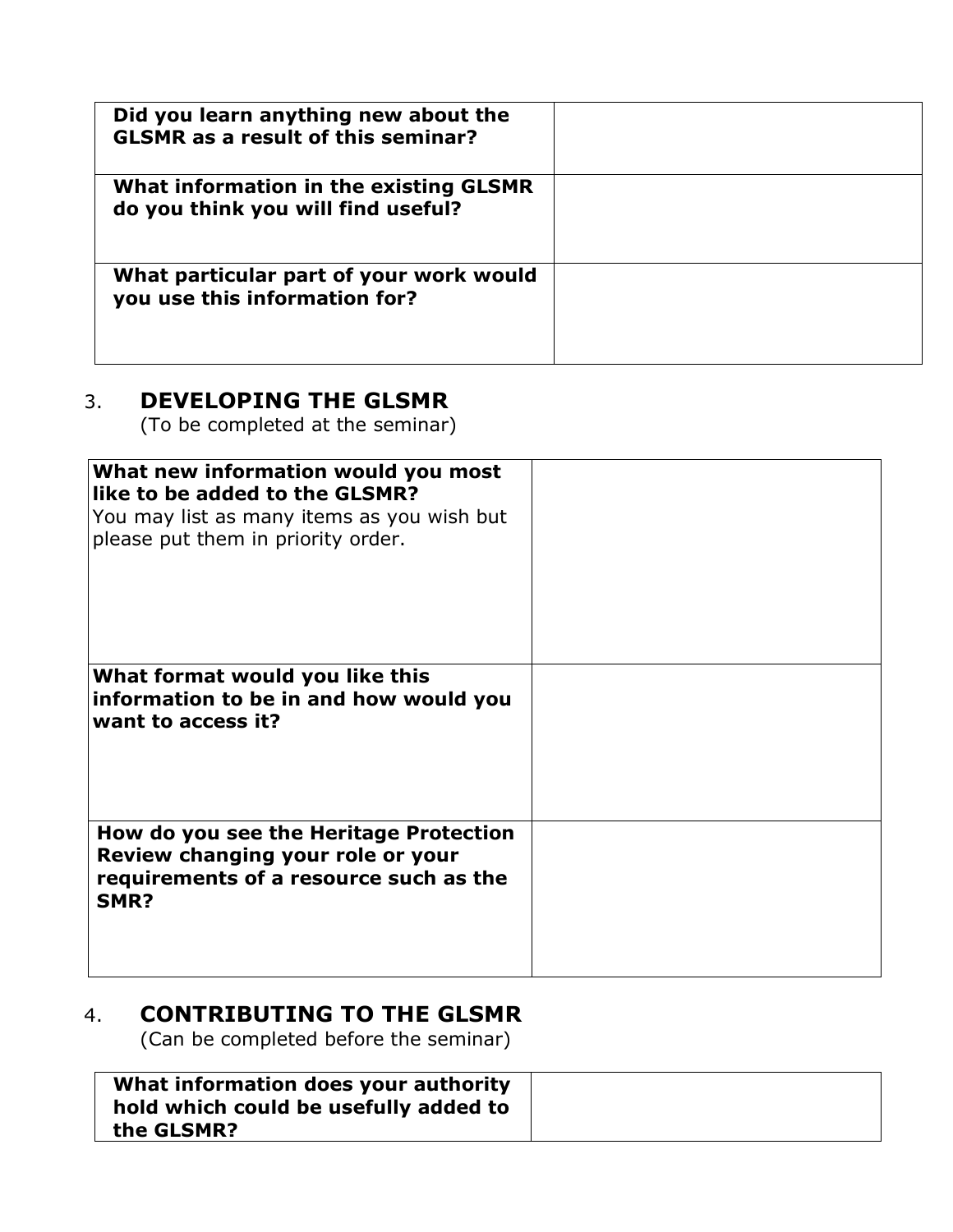| **Did you learn anything new about the GLSMR as a result of this seminar?** | |
| --- | --- |
| **What information in the existing GLSMR do you think you will find useful?** | |
| **What particular part of your work would you use this information for?** | |

## 3. DEVELOPING THE GLSMR

(To be completed at the seminar)

| **What new information would you most like to be added to the GLSMR?** You may list as many items as you wish but please put them in priority order. | |
| --- | --- |
| **What format would you like this information to be in and how would you want to access it?** | |
| **How do you see the Heritage Protection Review changing your role or your requirements of a resource such as the SMR?** | |

## 4. CONTRIBUTING TO THE GLSMR

(Can be completed before the seminar)

| **What information does your authority hold which could be usefully added to the GLSMR?** | |
| --- | --- |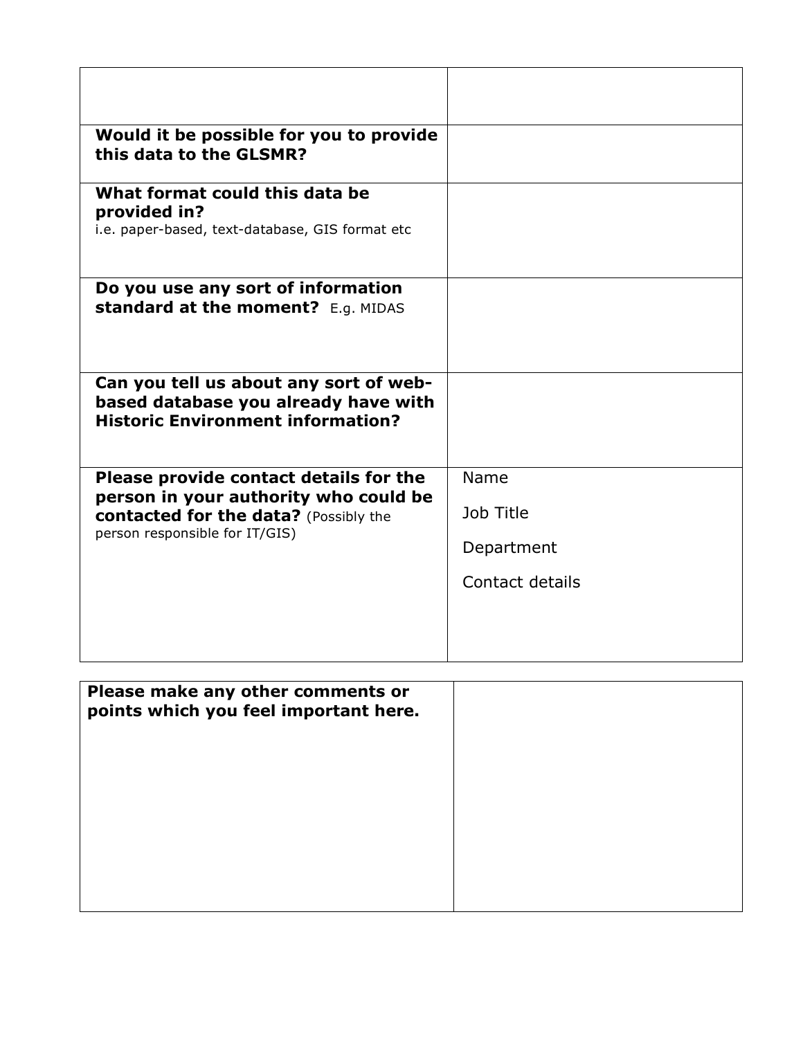| | |
|---|---|
| | |
| **Would it be possible for you to provide this data to the GLSMR?** | |
| **What format could this data be provided in?** i.e. paper-based, text-database, GIS format etc | |
| **Do you use any sort of information standard at the moment?** E.g. MIDAS | |
| **Can you tell us about any sort of web-based database you already have with Historic Environment information?** | |
| **Please provide contact details for the person in your authority who could be contacted for the data?** (Possibly the person responsible for IT/GIS) | Name<br><br>Job Title<br><br>Department<br><br>Contact details |

| | |
|---|---|
| **Please make any other comments or points which you feel important here.** | |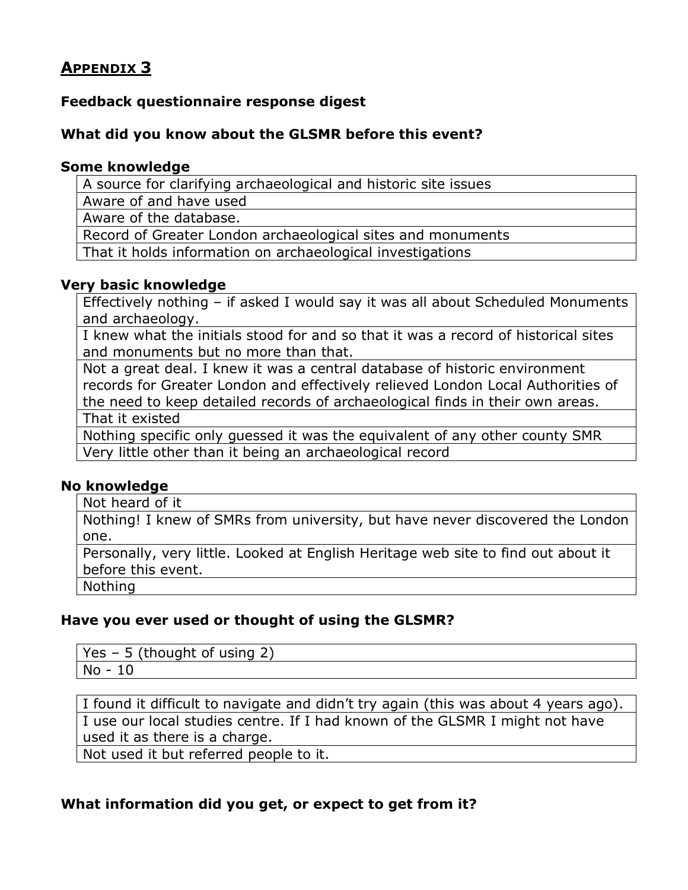## APPENDIX 3

### Feedback questionnaire response digest

### What did you know about the GLSMR before this event?

**Some knowledge**

| |
|---|
| A source for clarifying archaeological and historic site issues |
| Aware of and have used |
| Aware of the database. |
| Record of Greater London archaeological sites and monuments |
| That it holds information on archaeological investigations |

**Very basic knowledge**

| |
|---|
| Effectively nothing – if asked I would say it was all about Scheduled Monuments and archaeology. |
| I knew what the initials stood for and so that it was a record of historical sites and monuments but no more than that. |
| Not a great deal. I knew it was a central database of historic environment records for Greater London and effectively relieved London Local Authorities of the need to keep detailed records of archaeological finds in their own areas. |
| That it existed |
| Nothing specific only guessed it was the equivalent of any other county SMR |
| Very little other than it being an archaeological record |

**No knowledge**

| |
|---|
| Not heard of it |
| Nothing! I knew of SMRs from university, but have never discovered the London one. |
| Personally, very little. Looked at English Heritage web site to find out about it before this event. |
| Nothing |

### Have you ever used or thought of using the GLSMR?

| |
|---|
| Yes – 5 (thought of using 2) |
| No - 10 |

| |
|---|
| I found it difficult to navigate and didn't try again (this was about 4 years ago). |
| I use our local studies centre. If I had known of the GLSMR I might not have used it as there is a charge. |
| Not used it but referred people to it. |

### What information did you get, or expect to get from it?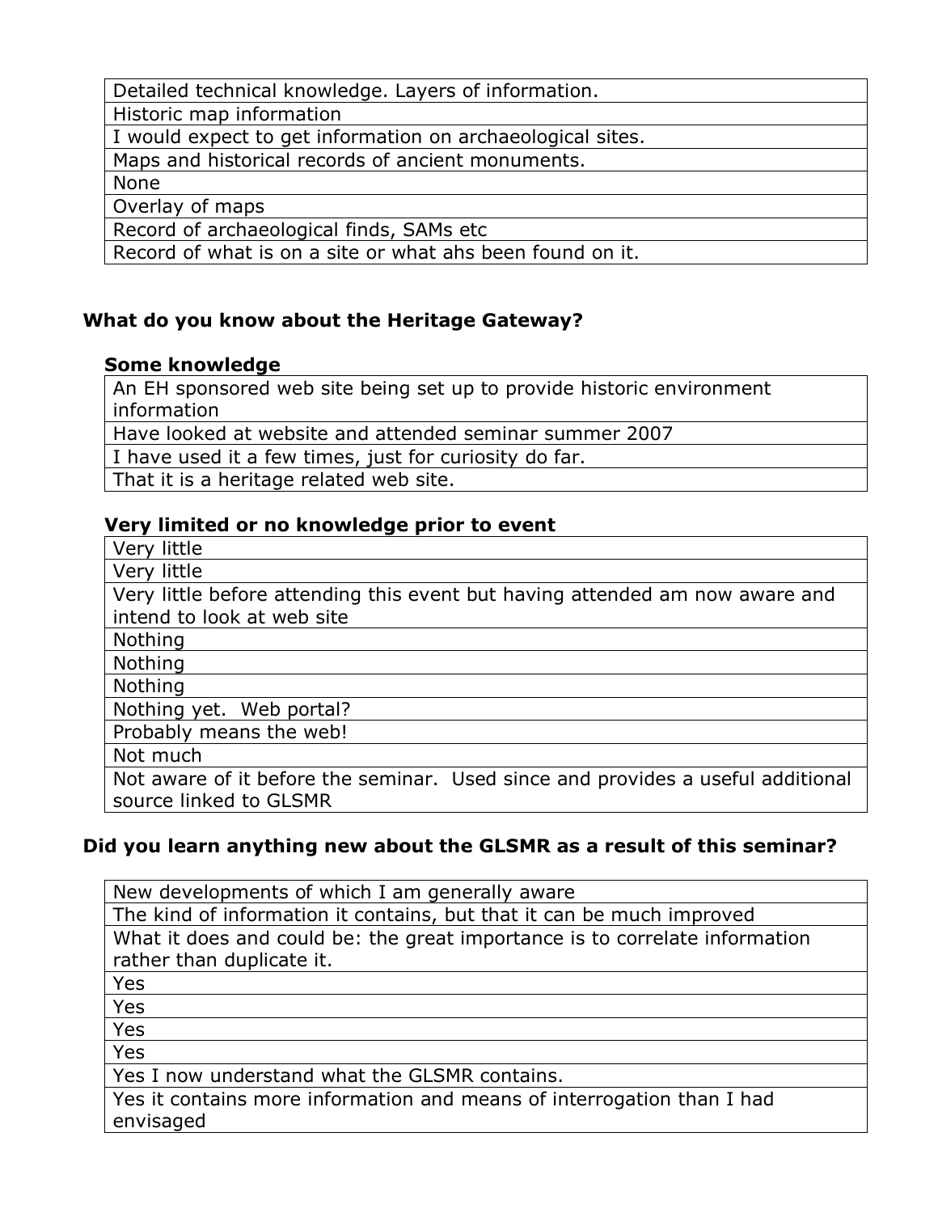| Detailed technical knowledge. Layers of information. |
|---|
| Historic map information |
| I would expect to get information on archaeological sites. |
| Maps and historical records of ancient monuments. |
| None |
| Overlay of maps |
| Record of archaeological finds, SAMs etc |
| Record of what is on a site or what ahs been found on it. |

## What do you know about the Heritage Gateway?

### Some knowledge

| An EH sponsored web site being set up to provide historic environment information |
|---|
| Have looked at website and attended seminar summer 2007 |
| I have used it a few times, just for curiosity do far. |
| That it is a heritage related web site. |

### Very limited or no knowledge prior to event

| Very little |
|---|
| Very little |
| Very little before attending this event but having attended am now aware and intend to look at web site |
| Nothing |
| Nothing |
| Nothing |
| Nothing yet. Web portal? |
| Probably means the web! |
| Not much |
| Not aware of it before the seminar. Used since and provides a useful additional source linked to GLSMR |

## Did you learn anything new about the GLSMR as a result of this seminar?

| New developments of which I am generally aware |
|---|
| The kind of information it contains, but that it can be much improved |
| What it does and could be: the great importance is to correlate information rather than duplicate it. |
| Yes |
| Yes |
| Yes |
| Yes |
| Yes I now understand what the GLSMR contains. |
| Yes it contains more information and means of interrogation than I had envisaged |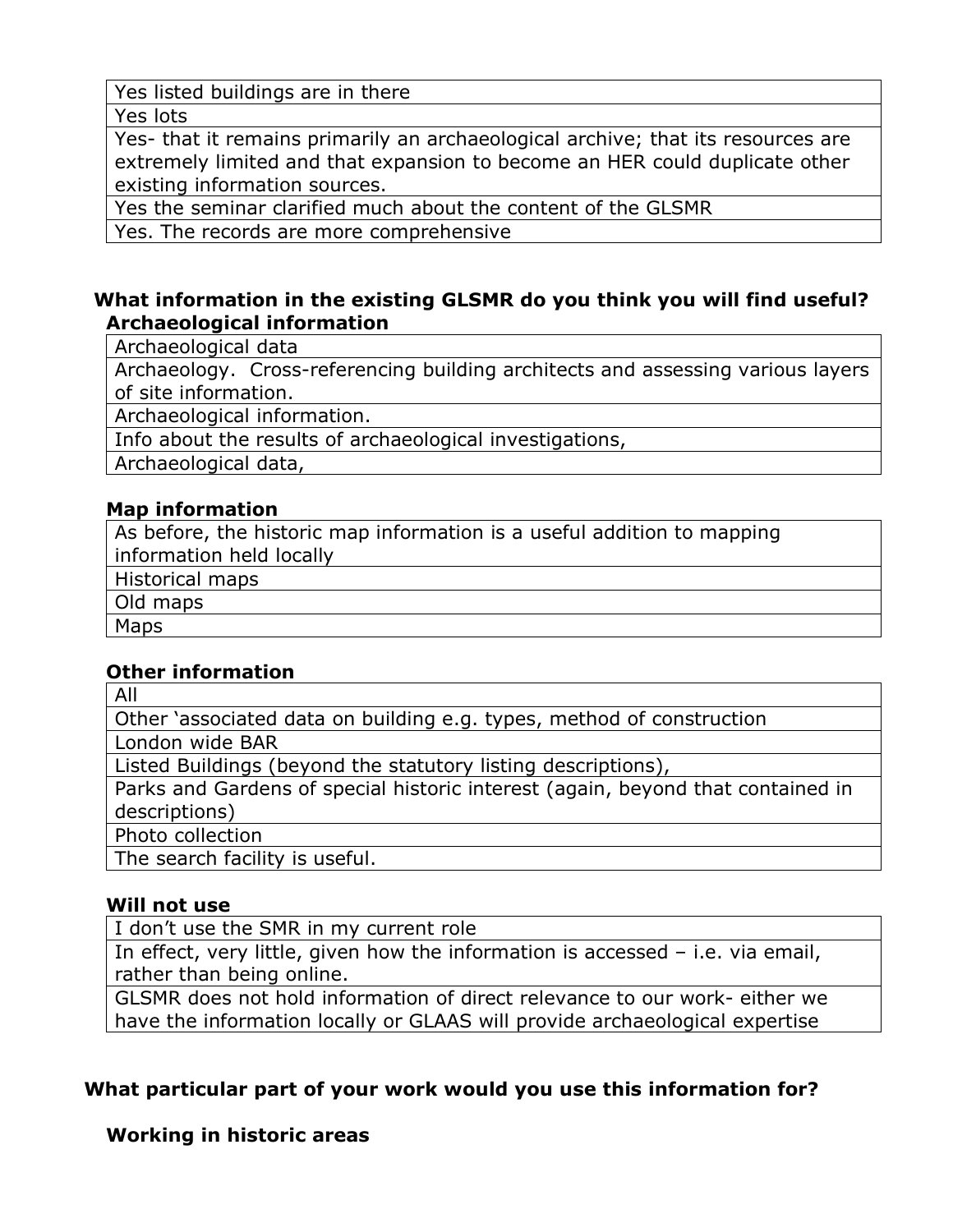| Yes listed buildings are in there |
|---|
| Yes lots |
| Yes- that it remains primarily an archaeological archive; that its resources are extremely limited and that expansion to become an HER could duplicate other existing information sources. |
| Yes the seminar clarified much about the content of the GLSMR |
| Yes. The records are more comprehensive |

**What information in the existing GLSMR do you think you will find useful?**

**Archaeological information**

| Archaeological data |
|---|
| Archaeology. Cross-referencing building architects and assessing various layers of site information. |
| Archaeological information. |
| Info about the results of archaeological investigations, |
| Archaeological data, |

**Map information**

| As before, the historic map information is a useful addition to mapping information held locally |
|---|
| Historical maps |
| Old maps |
| Maps |

**Other information**

| All |
|---|
| Other 'associated data on building e.g. types, method of construction |
| London wide BAR |
| Listed Buildings (beyond the statutory listing descriptions), |
| Parks and Gardens of special historic interest (again, beyond that contained in descriptions) |
| Photo collection |
| The search facility is useful. |

**Will not use**

| I don't use the SMR in my current role |
|---|
| In effect, very little, given how the information is accessed – i.e. via email, rather than being online. |
| GLSMR does not hold information of direct relevance to our work- either we have the information locally or GLAAS will provide archaeological expertise |

**What particular part of your work would you use this information for?**

**Working in historic areas**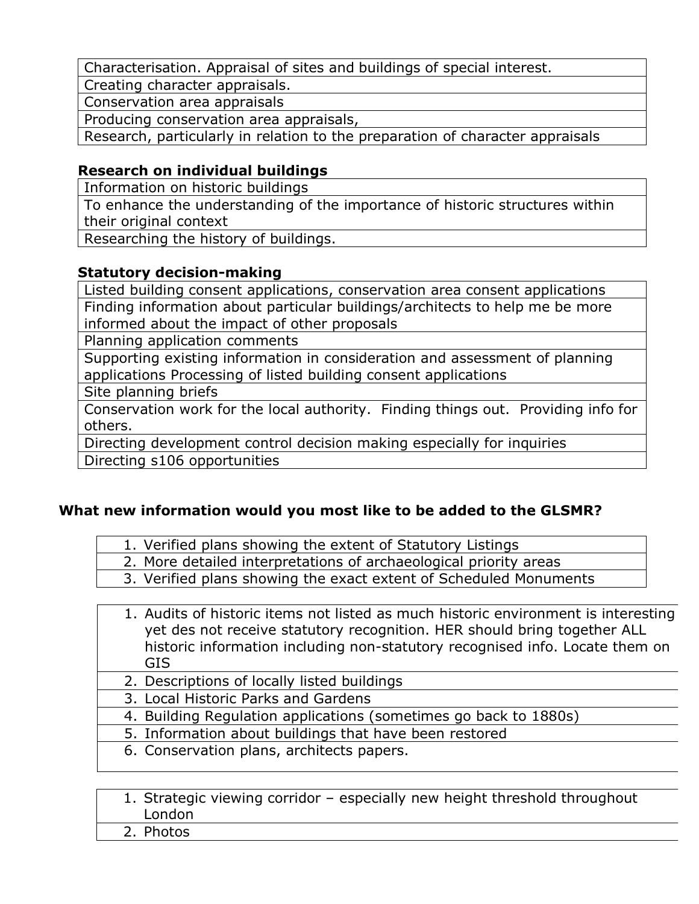| Characterisation. Appraisal of sites and buildings of special interest. |
| --- |
| Creating character appraisals. |
| Conservation area appraisals |
| Producing conservation area appraisals, |
| Research, particularly in relation to the preparation of character appraisals |

**Research on individual buildings**

| Information on historic buildings |
| --- |
| To enhance the understanding of the importance of historic structures within their original context |
| Researching the history of buildings. |

**Statutory decision-making**

| Listed building consent applications, conservation area consent applications |
| --- |
| Finding information about particular buildings/architects to help me be more informed about the impact of other proposals |
| Planning application comments |
| Supporting existing information in consideration and assessment of planning applications Processing of listed building consent applications |
| Site planning briefs |
| Conservation work for the local authority.  Finding things out.  Providing info for others. |
| Directing development control decision making especially for inquiries |
| Directing s106 opportunities |

### What new information would you most like to be added to the GLSMR?

| 1. Verified plans showing the extent of Statutory Listings |
| --- |
| 2. More detailed interpretations of archaeological priority areas |
| 3. Verified plans showing the exact extent of Scheduled Monuments |

| 1. Audits of historic items not listed as much historic environment is interesting yet des not receive statutory recognition. HER should bring together ALL historic information including non-statutory recognised info. Locate them on GIS |
| --- |
| 2. Descriptions of locally listed buildings |
| 3. Local Historic Parks and Gardens |
| 4. Building Regulation applications (sometimes go back to 1880s) |
| 5. Information about buildings that have been restored |
| 6. Conservation plans, architects papers. |

| 1. Strategic viewing corridor – especially new height threshold throughout London |
| --- |
| 2. Photos |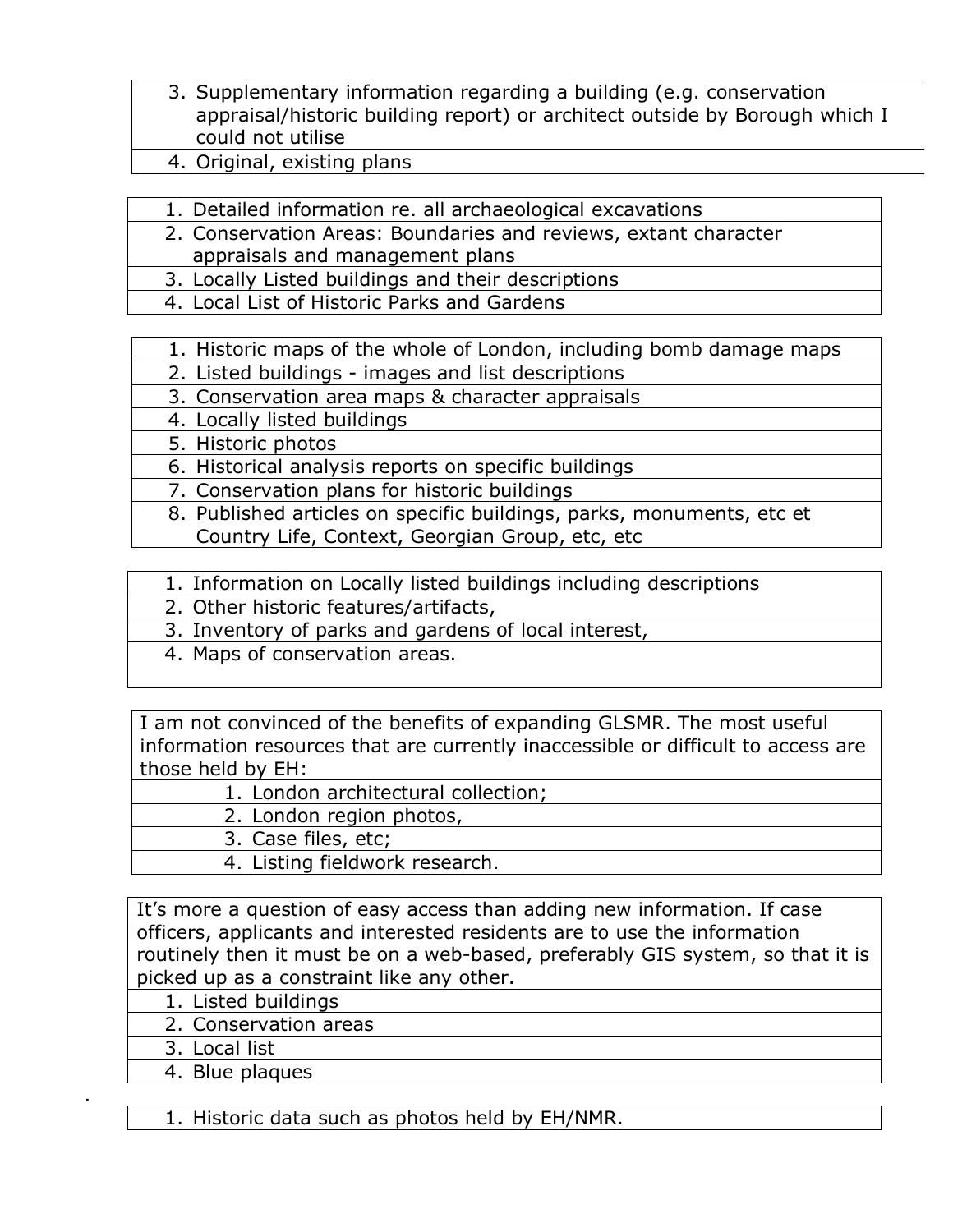| |
|---|
| 3. Supplementary information regarding a building (e.g. conservation appraisal/historic building report) or architect outside by Borough which I could not utilise |
| 4. Original, existing plans |

| |
|---|
| 1. Detailed information re. all archaeological excavations |
| 2. Conservation Areas: Boundaries and reviews, extant character appraisals and management plans |
| 3. Locally Listed buildings and their descriptions |
| 4. Local List of Historic Parks and Gardens |

| |
|---|
| 1. Historic maps of the whole of London, including bomb damage maps |
| 2. Listed buildings - images and list descriptions |
| 3. Conservation area maps & character appraisals |
| 4. Locally listed buildings |
| 5. Historic photos |
| 6. Historical analysis reports on specific buildings |
| 7. Conservation plans for historic buildings |
| 8. Published articles on specific buildings, parks, monuments, etc et Country Life, Context, Georgian Group, etc, etc |

| |
|---|
| 1. Information on Locally listed buildings including descriptions |
| 2. Other historic features/artifacts, |
| 3. Inventory of parks and gardens of local interest, |
| 4. Maps of conservation areas. |

| |
|---|
| I am not convinced of the benefits of expanding GLSMR. The most useful information resources that are currently inaccessible or difficult to access are those held by EH: |
| 1. London architectural collection; |
| 2. London region photos, |
| 3. Case files, etc; |
| 4. Listing fieldwork research. |

| |
|---|
| It's more a question of easy access than adding new information. If case officers, applicants and interested residents are to use the information routinely then it must be on a web-based, preferably GIS system, so that it is picked up as a constraint like any other. |
| 1. Listed buildings |
| 2. Conservation areas |
| 3. Local list |
| 4. Blue plaques |

.

| |
|---|
| 1. Historic data such as photos held by EH/NMR. |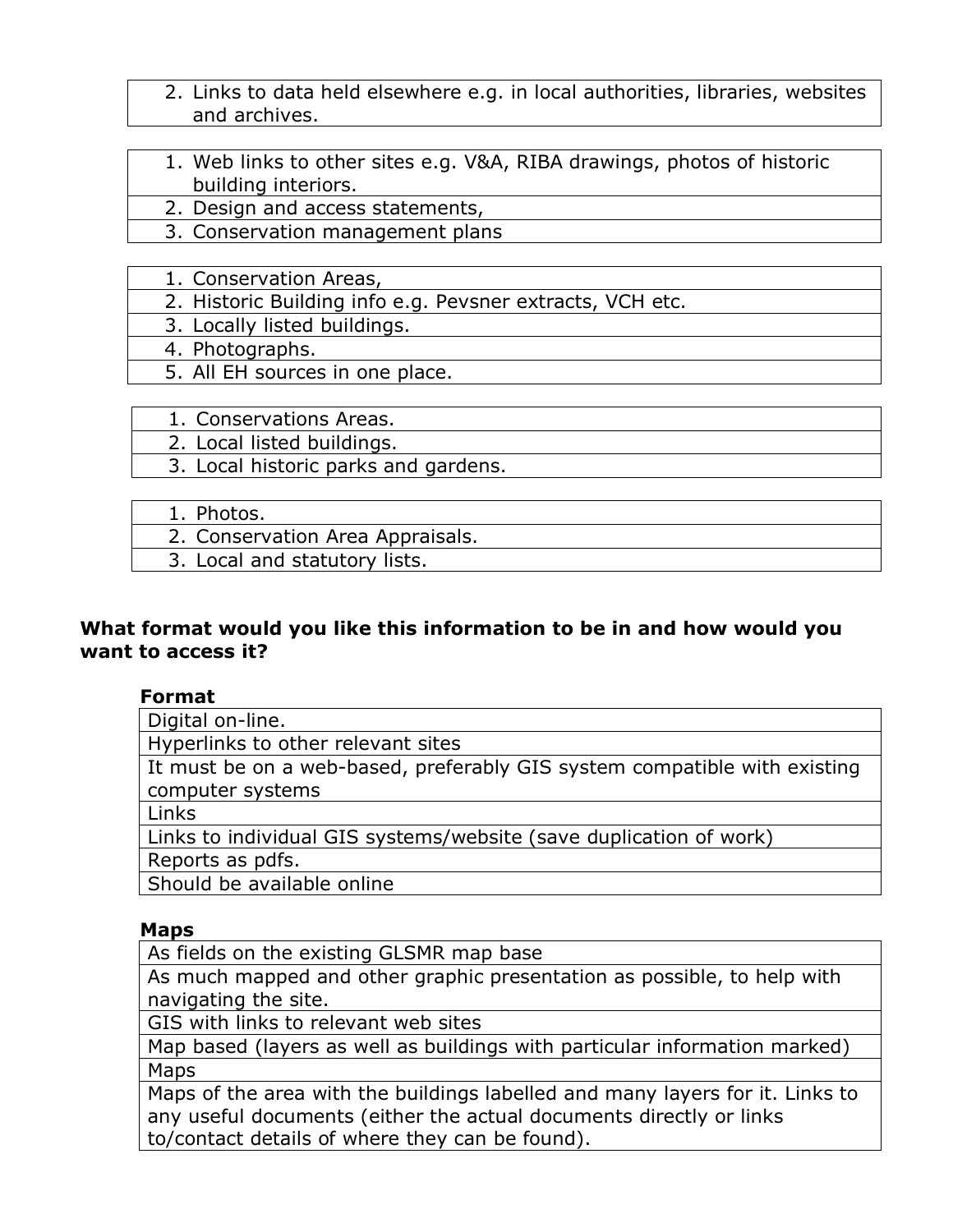| |
|---|
| 2. Links to data held elsewhere e.g. in local authorities, libraries, websites and archives. |

| |
|---|
| 1. Web links to other sites e.g. V&A, RIBA drawings, photos of historic building interiors. |
| 2. Design and access statements, |
| 3. Conservation management plans |

| |
|---|
| 1. Conservation Areas, |
| 2. Historic Building info e.g. Pevsner extracts, VCH etc. |
| 3. Locally listed buildings. |
| 4. Photographs. |
| 5. All EH sources in one place. |

| |
|---|
| 1. Conservations Areas. |
| 2. Local listed buildings. |
| 3. Local historic parks and gardens. |

| |
|---|
| 1. Photos. |
| 2. Conservation Area Appraisals. |
| 3. Local and statutory lists. |

**What format would you like this information to be in and how would you want to access it?**

**Format**

| |
|---|
| Digital on-line. |
| Hyperlinks to other relevant sites |
| It must be on a web-based, preferably GIS system compatible with existing computer systems |
| Links |
| Links to individual GIS systems/website (save duplication of work) |
| Reports as pdfs. |
| Should be available online |

**Maps**

| |
|---|
| As fields on the existing GLSMR map base |
| As much mapped and other graphic presentation as possible, to help with navigating the site. |
| GIS with links to relevant web sites |
| Map based (layers as well as buildings with particular information marked) |
| Maps |
| Maps of the area with the buildings labelled and many layers for it. Links to any useful documents (either the actual documents directly or links to/contact details of where they can be found). |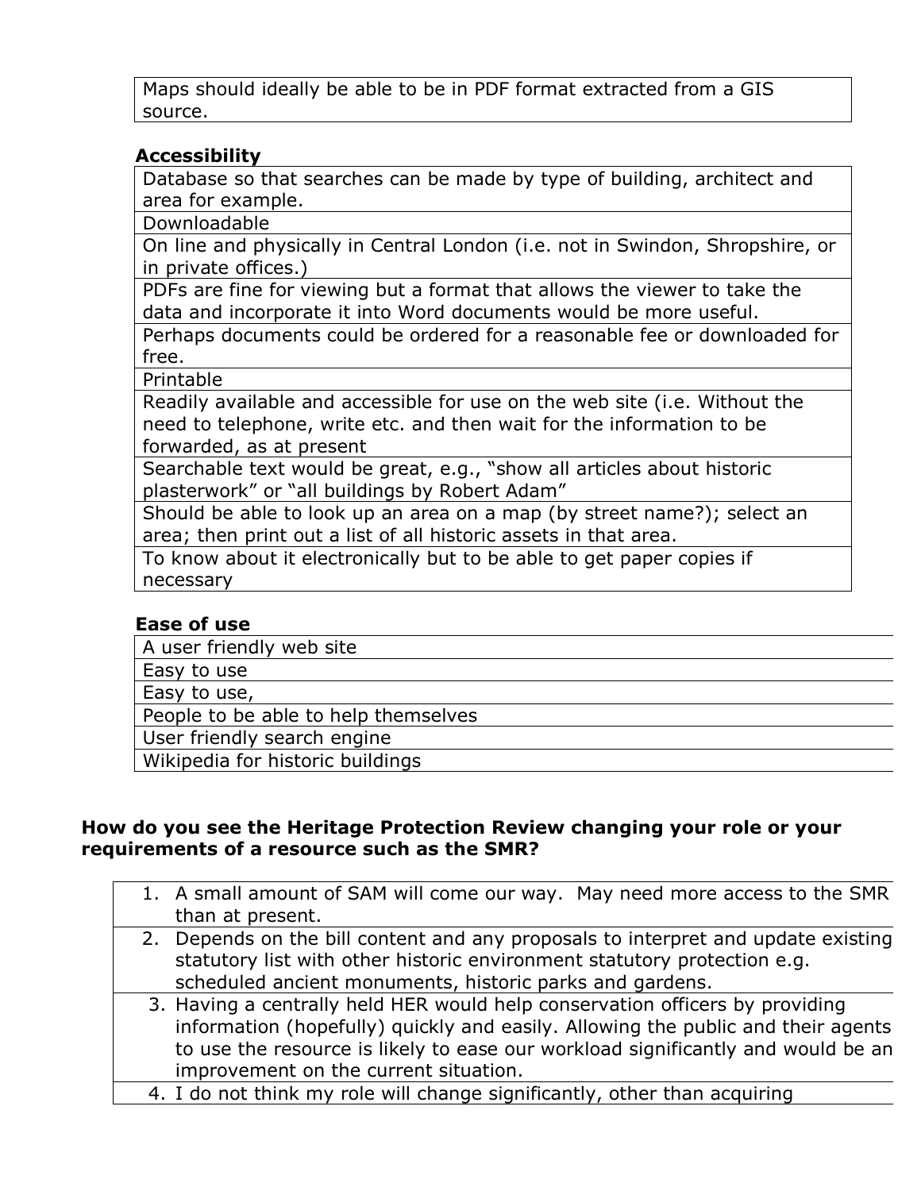| Maps should ideally be able to be in PDF format extracted from a GIS source. |
|---|

**Accessibility**

| Database so that searches can be made by type of building, architect and area for example. |
|---|
| Downloadable |
| On line and physically in Central London (i.e. not in Swindon, Shropshire, or in private offices.) |
| PDFs are fine for viewing but a format that allows the viewer to take the data and incorporate it into Word documents would be more useful. |
| Perhaps documents could be ordered for a reasonable fee or downloaded for free. |
| Printable |
| Readily available and accessible for use on the web site (i.e. Without the need to telephone, write etc. and then wait for the information to be forwarded, as at present |
| Searchable text would be great, e.g., "show all articles about historic plasterwork" or "all buildings by Robert Adam" |
| Should be able to look up an area on a map (by street name?); select an area; then print out a list of all historic assets in that area. |
| To know about it electronically but to be able to get paper copies if necessary |

**Ease of use**

| A user friendly web site |
|---|
| Easy to use |
| Easy to use, |
| People to be able to help themselves |
| User friendly search engine |
| Wikipedia for historic buildings |

**How do you see the Heritage Protection Review changing your role or your requirements of a resource such as the SMR?**

| |
|---|
| 1. A small amount of SAM will come our way. May need more access to the SMR than at present. |
| 2. Depends on the bill content and any proposals to interpret and update existing statutory list with other historic environment statutory protection e.g. scheduled ancient monuments, historic parks and gardens. |
| 3. Having a centrally held HER would help conservation officers by providing information (hopefully) quickly and easily. Allowing the public and their agents to use the resource is likely to ease our workload significantly and would be an improvement on the current situation. |
| 4. I do not think my role will change significantly, other than acquiring |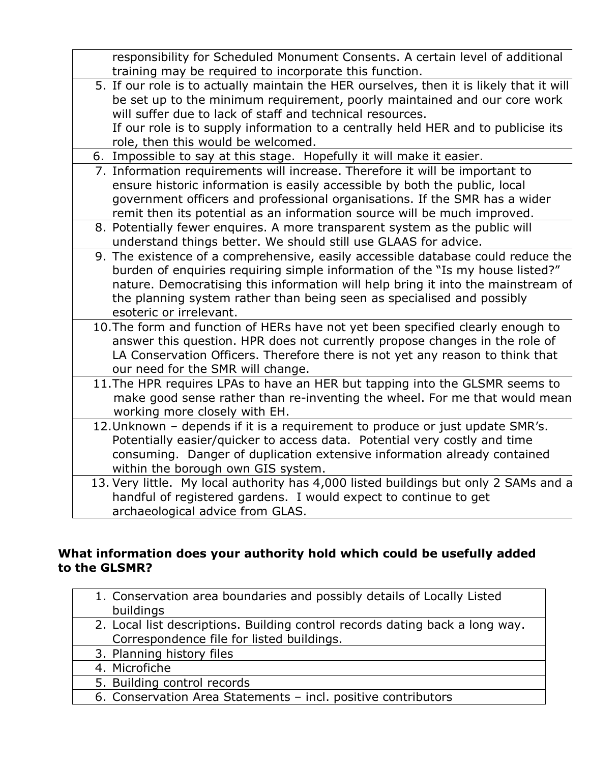| responsibility for Scheduled Monument Consents. A certain level of additional training may be required to incorporate this function. |
|---|
| 5. If our role is to actually maintain the HER ourselves, then it is likely that it will be set up to the minimum requirement, poorly maintained and our core work will suffer due to lack of staff and technical resources.<br>If our role is to supply information to a centrally held HER and to publicise its role, then this would be welcomed. |
| 6. Impossible to say at this stage. Hopefully it will make it easier. |
| 7. Information requirements will increase. Therefore it will be important to ensure historic information is easily accessible by both the public, local government officers and professional organisations. If the SMR has a wider remit then its potential as an information source will be much improved. |
| 8. Potentially fewer enquires. A more transparent system as the public will understand things better. We should still use GLAAS for advice. |
| 9. The existence of a comprehensive, easily accessible database could reduce the burden of enquiries requiring simple information of the "Is my house listed?" nature. Democratising this information will help bring it into the mainstream of the planning system rather than being seen as specialised and possibly esoteric or irrelevant. |
| 10. The form and function of HERs have not yet been specified clearly enough to answer this question. HPR does not currently propose changes in the role of LA Conservation Officers. Therefore there is not yet any reason to think that our need for the SMR will change. |
| 11. The HPR requires LPAs to have an HER but tapping into the GLSMR seems to make good sense rather than re-inventing the wheel. For me that would mean working more closely with EH. |
| 12. Unknown – depends if it is a requirement to produce or just update SMR's. Potentially easier/quicker to access data. Potential very costly and time consuming. Danger of duplication extensive information already contained within the borough own GIS system. |
| 13. Very little. My local authority has 4,000 listed buildings but only 2 SAMs and a handful of registered gardens. I would expect to continue to get archaeological advice from GLAS. |

**What information does your authority hold which could be usefully added to the GLSMR?**

| 1. Conservation area boundaries and possibly details of Locally Listed buildings |
|---|
| 2. Local list descriptions. Building control records dating back a long way. Correspondence file for listed buildings. |
| 3. Planning history files |
| 4. Microfiche |
| 5. Building control records |
| 6. Conservation Area Statements – incl. positive contributors |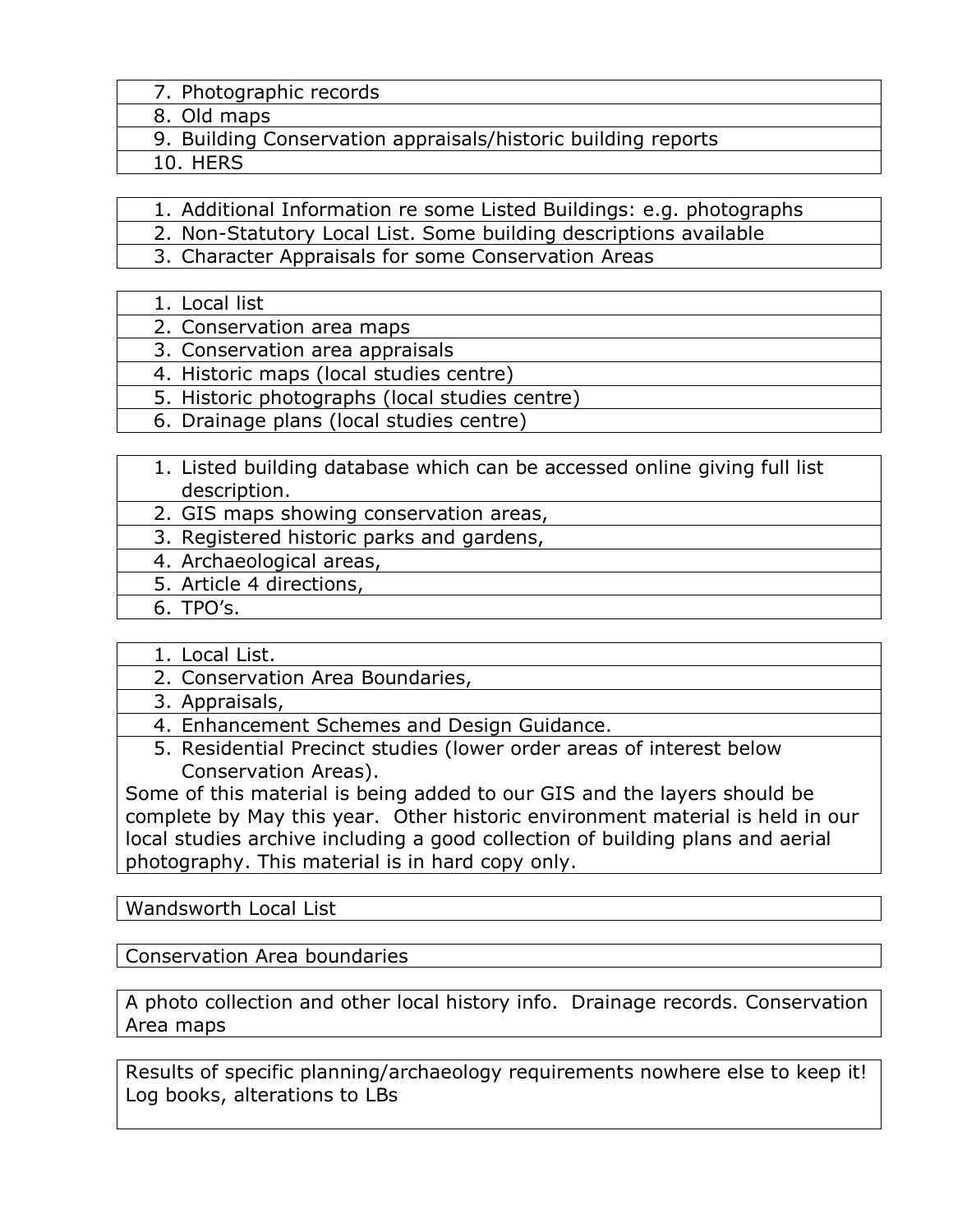7. Photographic records
8. Old maps
9. Building Conservation appraisals/historic building reports
10. HERS

---

1. Additional Information re some Listed Buildings: e.g. photographs
2. Non-Statutory Local List. Some building descriptions available
3. Character Appraisals for some Conservation Areas

---

1. Local list
2. Conservation area maps
3. Conservation area appraisals
4. Historic maps (local studies centre)
5. Historic photographs (local studies centre)
6. Drainage plans (local studies centre)

---

1. Listed building database which can be accessed online giving full list description.
2. GIS maps showing conservation areas,
3. Registered historic parks and gardens,
4. Archaeological areas,
5. Article 4 directions,
6. TPO's.

---

1. Local List.
2. Conservation Area Boundaries,
3. Appraisals,
4. Enhancement Schemes and Design Guidance.
5. Residential Precinct studies (lower order areas of interest below Conservation Areas).

Some of this material is being added to our GIS and the layers should be complete by May this year. Other historic environment material is held in our local studies archive including a good collection of building plans and aerial photography. This material is in hard copy only.

---

Wandsworth Local List

---

Conservation Area boundaries

---

A photo collection and other local history info. Drainage records. Conservation Area maps

---

Results of specific planning/archaeology requirements nowhere else to keep it! Log books, alterations to LBs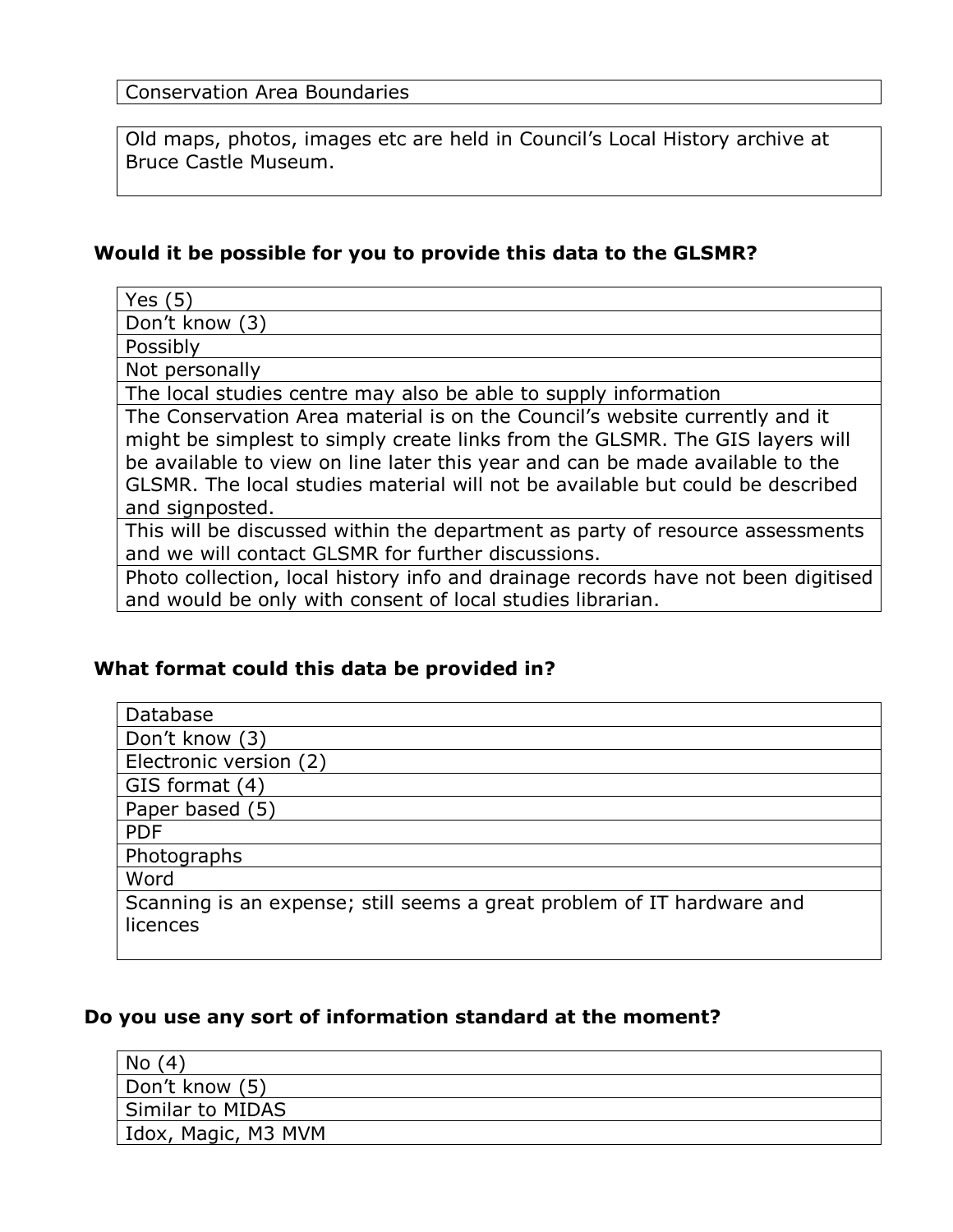| Conservation Area Boundaries |
|---|

| Old maps, photos, images etc are held in Council's Local History archive at Bruce Castle Museum. |
|---|

### Would it be possible for you to provide this data to the GLSMR?

| Yes (5) |
|---|
| Don't know (3) |
| Possibly |
| Not personally |
| The local studies centre may also be able to supply information |
| The Conservation Area material is on the Council's website currently and it might be simplest to simply create links from the GLSMR. The GIS layers will be available to view on line later this year and can be made available to the GLSMR. The local studies material will not be available but could be described and signposted. |
| This will be discussed within the department as party of resource assessments and we will contact GLSMR for further discussions. |
| Photo collection, local history info and drainage records have not been digitised and would be only with consent of local studies librarian. |

### What format could this data be provided in?

| Database |
|---|
| Don't know (3) |
| Electronic version (2) |
| GIS format (4) |
| Paper based (5) |
| PDF |
| Photographs |
| Word |
| Scanning is an expense; still seems a great problem of IT hardware and licences |

### Do you use any sort of information standard at the moment?

| No (4) |
|---|
| Don't know (5) |
| Similar to MIDAS |
| Idox, Magic, M3 MVM |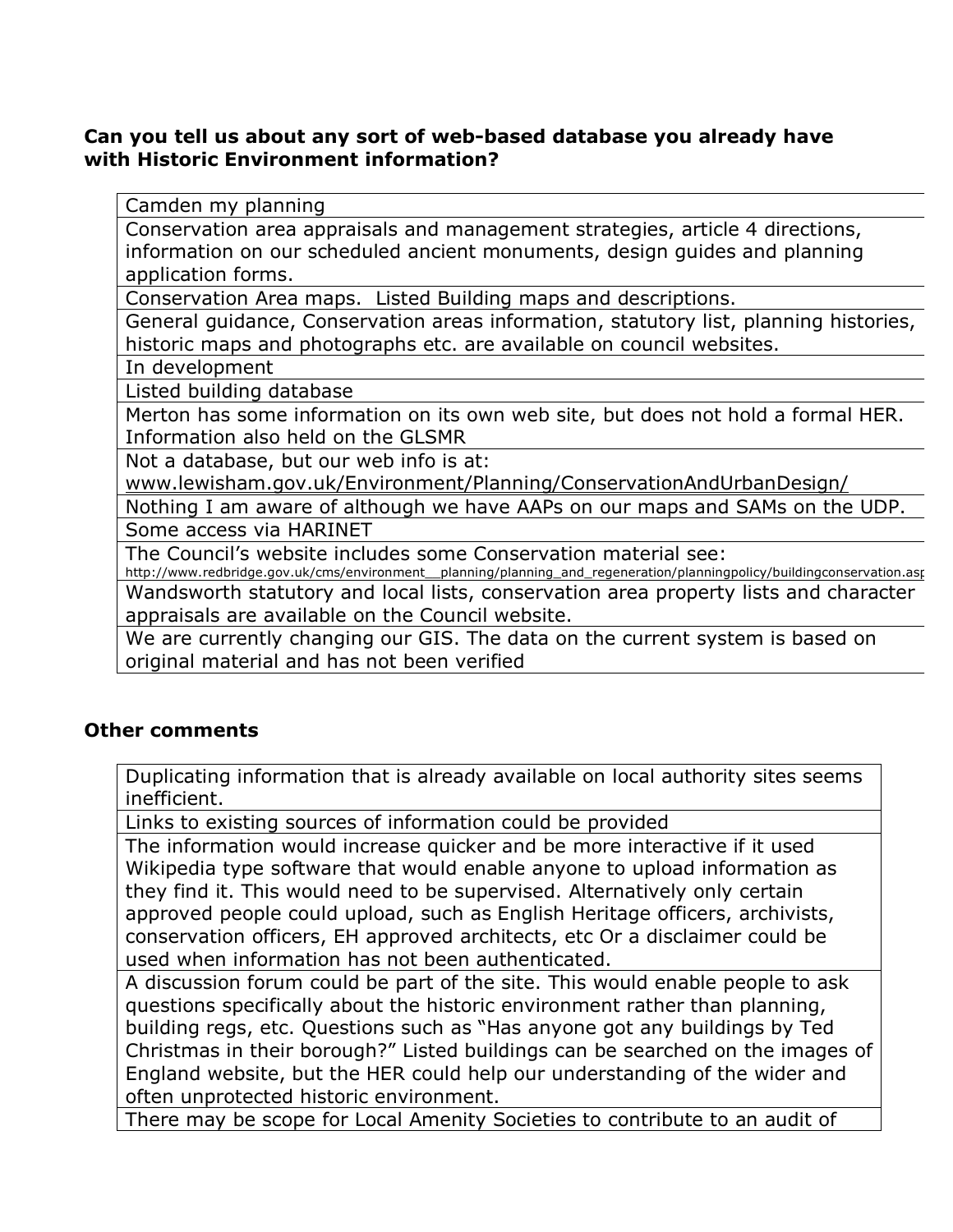**Can you tell us about any sort of web-based database you already have with Historic Environment information?**

| |
|---|
| Camden my planning |
| Conservation area appraisals and management strategies, article 4 directions, information on our scheduled ancient monuments, design guides and planning application forms. |
| Conservation Area maps. Listed Building maps and descriptions. |
| General guidance, Conservation areas information, statutory list, planning histories, historic maps and photographs etc. are available on council websites. |
| In development |
| Listed building database |
| Merton has some information on its own web site, but does not hold a formal HER. Information also held on the GLSMR |
| Not a database, but our web info is at: www.lewisham.gov.uk/Environment/Planning/ConservationAndUrbanDesign/ |
| Nothing I am aware of although we have AAPs on our maps and SAMs on the UDP. |
| Some access via HARINET |
| The Council's website includes some Conservation material see: http://www.redbridge.gov.uk/cms/environment__planning/planning_and_regeneration/planningpolicy/buildingconservation.asp |
| Wandsworth statutory and local lists, conservation area property lists and character appraisals are available on the Council website. |
| We are currently changing our GIS. The data on the current system is based on original material and has not been verified |

**Other comments**

| |
|---|
| Duplicating information that is already available on local authority sites seems inefficient. |
| Links to existing sources of information could be provided |
| The information would increase quicker and be more interactive if it used Wikipedia type software that would enable anyone to upload information as they find it. This would need to be supervised. Alternatively only certain approved people could upload, such as English Heritage officers, archivists, conservation officers, EH approved architects, etc Or a disclaimer could be used when information has not been authenticated. |
| A discussion forum could be part of the site. This would enable people to ask questions specifically about the historic environment rather than planning, building regs, etc. Questions such as "Has anyone got any buildings by Ted Christmas in their borough?" Listed buildings can be searched on the images of England website, but the HER could help our understanding of the wider and often unprotected historic environment. |
| There may be scope for Local Amenity Societies to contribute to an audit of |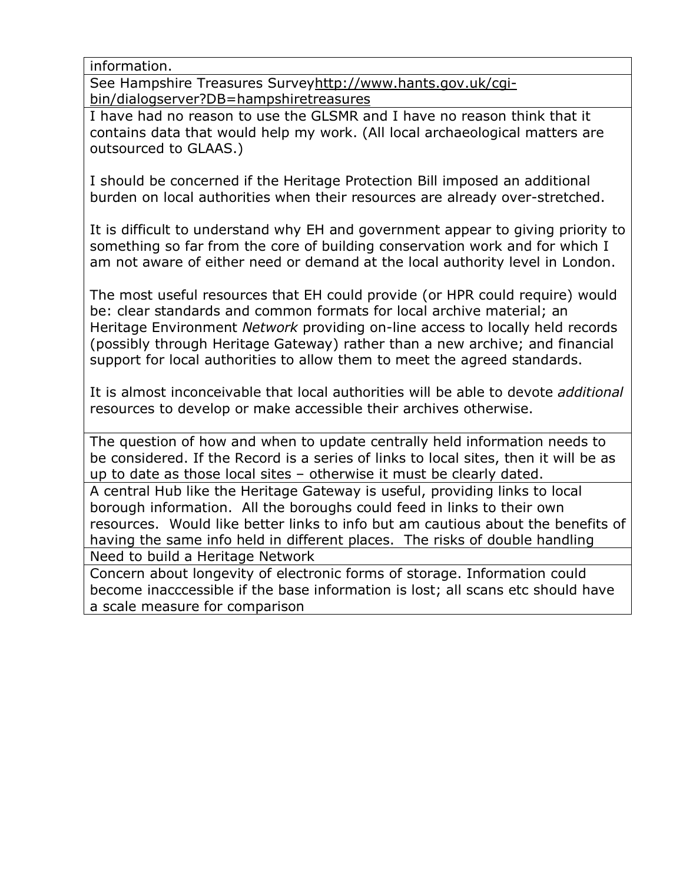| |
|---|
| information. |
| See Hampshire Treasures Surveyhttp://www.hants.gov.uk/cgi-bin/dialogserver?DB=hampshiretreasures |
| I have had no reason to use the GLSMR and I have no reason think that it contains data that would help my work. (All local archaeological matters are outsourced to GLAAS.)<br><br>I should be concerned if the Heritage Protection Bill imposed an additional burden on local authorities when their resources are already over-stretched.<br><br>It is difficult to understand why EH and government appear to giving priority to something so far from the core of building conservation work and for which I am not aware of either need or demand at the local authority level in London.<br><br>The most useful resources that EH could provide (or HPR could require) would be: clear standards and common formats for local archive material; an Heritage Environment *Network* providing on-line access to locally held records (possibly through Heritage Gateway) rather than a new archive; and financial support for local authorities to allow them to meet the agreed standards.<br><br>It is almost inconceivable that local authorities will be able to devote *additional* resources to develop or make accessible their archives otherwise. |
| The question of how and when to update centrally held information needs to be considered. If the Record is a series of links to local sites, then it will be as up to date as those local sites – otherwise it must be clearly dated. |
| A central Hub like the Heritage Gateway is useful, providing links to local borough information. All the boroughs could feed in links to their own resources. Would like better links to info but am cautious about the benefits of having the same info held in different places. The risks of double handling |
| Need to build a Heritage Network |
| Concern about longevity of electronic forms of storage. Information could become inacccessible if the base information is lost; all scans etc should have a scale measure for comparison |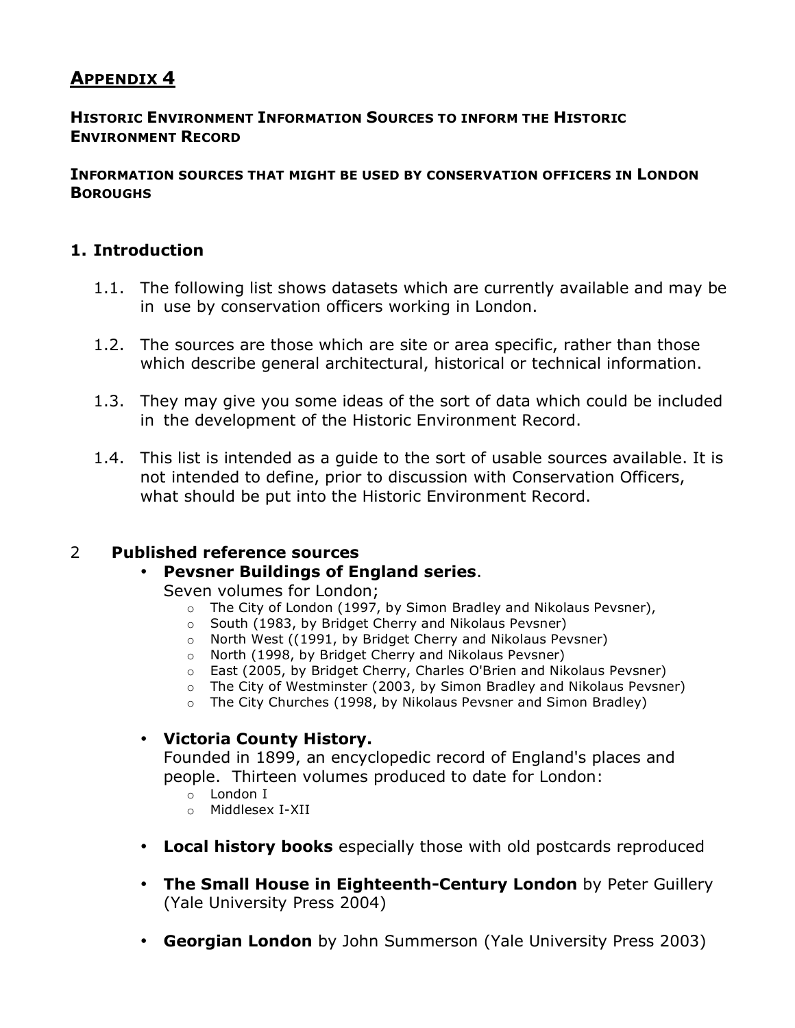## Appendix 4

**Historic Environment Information Sources to inform the Historic Environment Record**

**Information sources that might be used by conservation officers in London Boroughs**

### 1. Introduction

1.1. The following list shows datasets which are currently available and may be in use by conservation officers working in London.

1.2. The sources are those which are site or area specific, rather than those which describe general architectural, historical or technical information.

1.3. They may give you some ideas of the sort of data which could be included in the development of the Historic Environment Record.

1.4. This list is intended as a guide to the sort of usable sources available. It is not intended to define, prior to discussion with Conservation Officers, what should be put into the Historic Environment Record.

### 2 Published reference sources

- **Pevsner Buildings of England series**.
  Seven volumes for London;
  - The City of London (1997, by Simon Bradley and Nikolaus Pevsner),
  - South (1983, by Bridget Cherry and Nikolaus Pevsner)
  - North West ((1991, by Bridget Cherry and Nikolaus Pevsner)
  - North (1998, by Bridget Cherry and Nikolaus Pevsner)
  - East (2005, by Bridget Cherry, Charles O'Brien and Nikolaus Pevsner)
  - The City of Westminster (2003, by Simon Bradley and Nikolaus Pevsner)
  - The City Churches (1998, by Nikolaus Pevsner and Simon Bradley)

- **Victoria County History.**
  Founded in 1899, an encyclopedic record of England's places and people. Thirteen volumes produced to date for London:
  - London I
  - Middlesex I-XII

- **Local history books** especially those with old postcards reproduced

- **The Small House in Eighteenth-Century London** by Peter Guillery (Yale University Press 2004)

- **Georgian London** by John Summerson (Yale University Press 2003)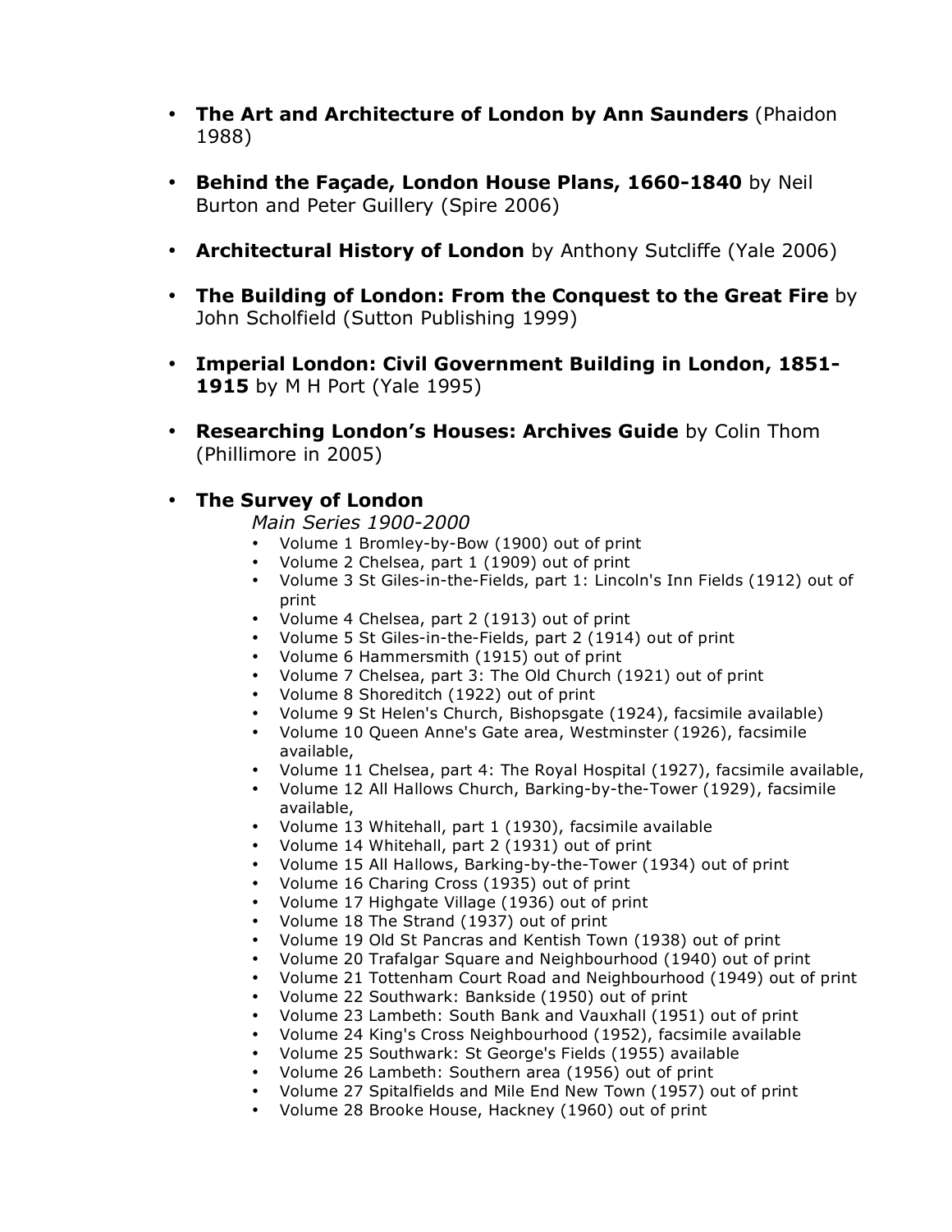- **The Art and Architecture of London by Ann Saunders** (Phaidon 1988)

- **Behind the Façade, London House Plans, 1660-1840** by Neil Burton and Peter Guillery (Spire 2006)

- **Architectural History of London** by Anthony Sutcliffe (Yale 2006)

- **The Building of London: From the Conquest to the Great Fire** by John Scholfield (Sutton Publishing 1999)

- **Imperial London: Civil Government Building in London, 1851-1915** by M H Port (Yale 1995)

- **Researching London's Houses: Archives Guide** by Colin Thom (Phillimore in 2005)

- **The Survey of London**

  *Main Series 1900-2000*

  - Volume 1 Bromley-by-Bow (1900) out of print
  - Volume 2 Chelsea, part 1 (1909) out of print
  - Volume 3 St Giles-in-the-Fields, part 1: Lincoln's Inn Fields (1912) out of print
  - Volume 4 Chelsea, part 2 (1913) out of print
  - Volume 5 St Giles-in-the-Fields, part 2 (1914) out of print
  - Volume 6 Hammersmith (1915) out of print
  - Volume 7 Chelsea, part 3: The Old Church (1921) out of print
  - Volume 8 Shoreditch (1922) out of print
  - Volume 9 St Helen's Church, Bishopsgate (1924), facsimile available)
  - Volume 10 Queen Anne's Gate area, Westminster (1926), facsimile available,
  - Volume 11 Chelsea, part 4: The Royal Hospital (1927), facsimile available,
  - Volume 12 All Hallows Church, Barking-by-the-Tower (1929), facsimile available,
  - Volume 13 Whitehall, part 1 (1930), facsimile available
  - Volume 14 Whitehall, part 2 (1931) out of print
  - Volume 15 All Hallows, Barking-by-the-Tower (1934) out of print
  - Volume 16 Charing Cross (1935) out of print
  - Volume 17 Highgate Village (1936) out of print
  - Volume 18 The Strand (1937) out of print
  - Volume 19 Old St Pancras and Kentish Town (1938) out of print
  - Volume 20 Trafalgar Square and Neighbourhood (1940) out of print
  - Volume 21 Tottenham Court Road and Neighbourhood (1949) out of print
  - Volume 22 Southwark: Bankside (1950) out of print
  - Volume 23 Lambeth: South Bank and Vauxhall (1951) out of print
  - Volume 24 King's Cross Neighbourhood (1952), facsimile available
  - Volume 25 Southwark: St George's Fields (1955) available
  - Volume 26 Lambeth: Southern area (1956) out of print
  - Volume 27 Spitalfields and Mile End New Town (1957) out of print
  - Volume 28 Brooke House, Hackney (1960) out of print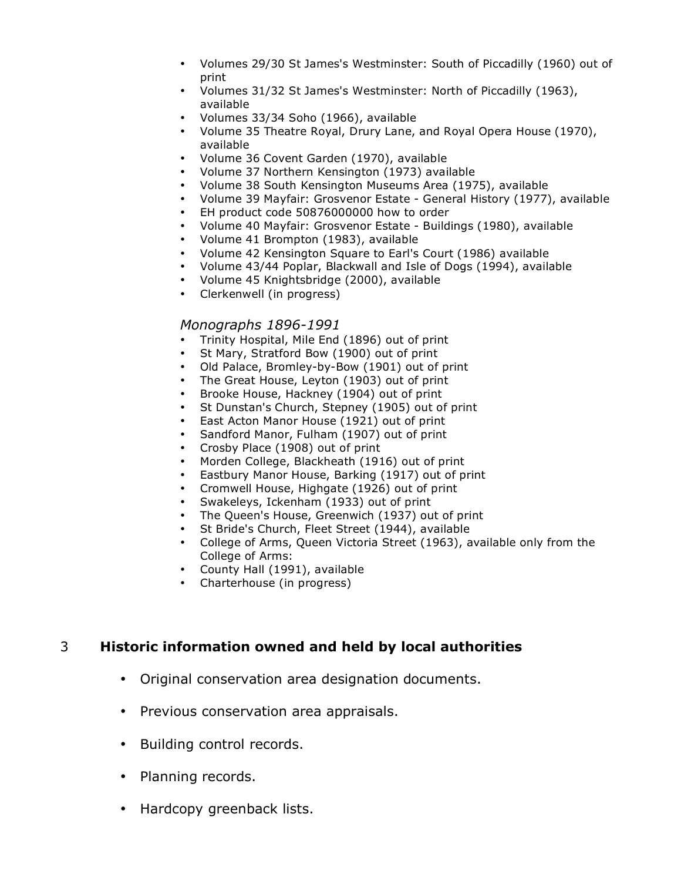- Volumes 29/30 St James's Westminster: South of Piccadilly (1960) out of print
- Volumes 31/32 St James's Westminster: North of Piccadilly (1963), available
- Volumes 33/34 Soho (1966), available
- Volume 35 Theatre Royal, Drury Lane, and Royal Opera House (1970), available
- Volume 36 Covent Garden (1970), available
- Volume 37 Northern Kensington (1973) available
- Volume 38 South Kensington Museums Area (1975), available
- Volume 39 Mayfair: Grosvenor Estate - General History (1977), available
- EH product code 50876000000 how to order
- Volume 40 Mayfair: Grosvenor Estate - Buildings (1980), available
- Volume 41 Brompton (1983), available
- Volume 42 Kensington Square to Earl's Court (1986) available
- Volume 43/44 Poplar, Blackwall and Isle of Dogs (1994), available
- Volume 45 Knightsbridge (2000), available
- Clerkenwell (in progress)

*Monographs 1896-1991*

- Trinity Hospital, Mile End (1896) out of print
- St Mary, Stratford Bow (1900) out of print
- Old Palace, Bromley-by-Bow (1901) out of print
- The Great House, Leyton (1903) out of print
- Brooke House, Hackney (1904) out of print
- St Dunstan's Church, Stepney (1905) out of print
- East Acton Manor House (1921) out of print
- Sandford Manor, Fulham (1907) out of print
- Crosby Place (1908) out of print
- Morden College, Blackheath (1916) out of print
- Eastbury Manor House, Barking (1917) out of print
- Cromwell House, Highgate (1926) out of print
- Swakeleys, Ickenham (1933) out of print
- The Queen's House, Greenwich (1937) out of print
- St Bride's Church, Fleet Street (1944), available
- College of Arms, Queen Victoria Street (1963), available only from the College of Arms:
- County Hall (1991), available
- Charterhouse (in progress)

## 3 Historic information owned and held by local authorities

- Original conservation area designation documents.
- Previous conservation area appraisals.
- Building control records.
- Planning records.
- Hardcopy greenback lists.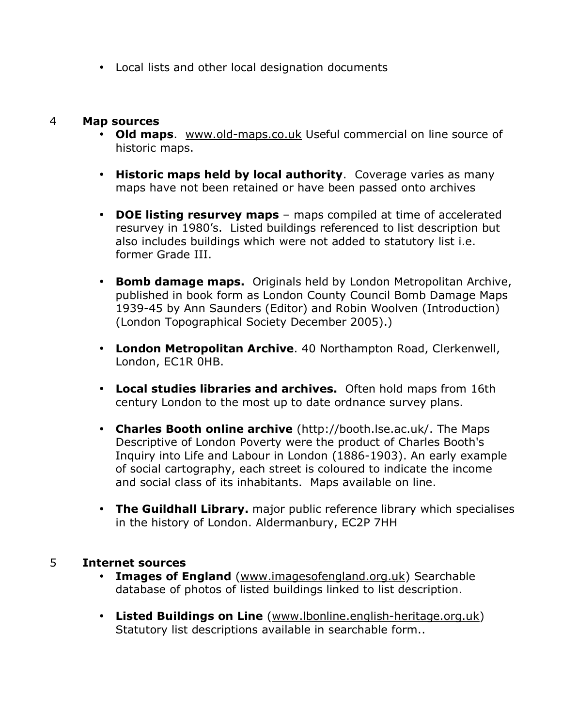- Local lists and other local designation documents

## 4 Map sources

- **Old maps**. www.old-maps.co.uk Useful commercial on line source of historic maps.
- **Historic maps held by local authority**. Coverage varies as many maps have not been retained or have been passed onto archives
- **DOE listing resurvey maps** – maps compiled at time of accelerated resurvey in 1980's. Listed buildings referenced to list description but also includes buildings which were not added to statutory list i.e. former Grade III.
- **Bomb damage maps.** Originals held by London Metropolitan Archive, published in book form as London County Council Bomb Damage Maps 1939-45 by Ann Saunders (Editor) and Robin Woolven (Introduction) (London Topographical Society December 2005).)
- **London Metropolitan Archive**. 40 Northampton Road, Clerkenwell, London, EC1R 0HB.
- **Local studies libraries and archives.** Often hold maps from 16th century London to the most up to date ordnance survey plans.
- **Charles Booth online archive** (http://booth.lse.ac.uk/. The Maps Descriptive of London Poverty were the product of Charles Booth's Inquiry into Life and Labour in London (1886-1903). An early example of social cartography, each street is coloured to indicate the income and social class of its inhabitants. Maps available on line.
- **The Guildhall Library.** major public reference library which specialises in the history of London. Aldermanbury, EC2P 7HH

## 5 Internet sources

- **Images of England** (www.imagesofengland.org.uk) Searchable database of photos of listed buildings linked to list description.
- **Listed Buildings on Line** (www.lbonline.english-heritage.org.uk) Statutory list descriptions available in searchable form..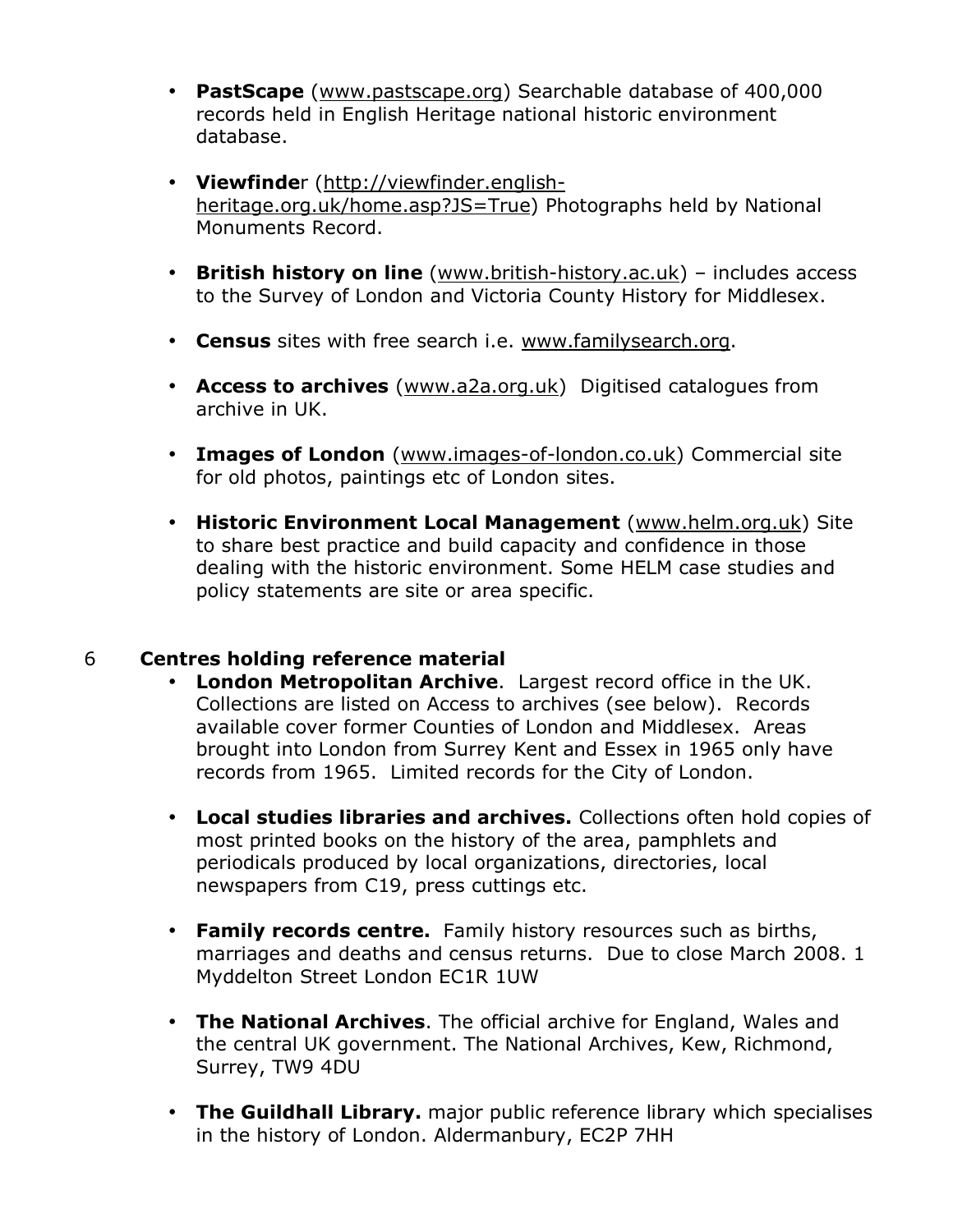- **PastScape** (www.pastscape.org) Searchable database of 400,000 records held in English Heritage national historic environment database.

- **Viewfinde**r (http://viewfinder.english-heritage.org.uk/home.asp?JS=True) Photographs held by National Monuments Record.

- **British history on line** (www.british-history.ac.uk) – includes access to the Survey of London and Victoria County History for Middlesex.

- **Census** sites with free search i.e. www.familysearch.org.

- **Access to archives** (www.a2a.org.uk) Digitised catalogues from archive in UK.

- **Images of London** (www.images-of-london.co.uk) Commercial site for old photos, paintings etc of London sites.

- **Historic Environment Local Management** (www.helm.org.uk) Site to share best practice and build capacity and confidence in those dealing with the historic environment. Some HELM case studies and policy statements are site or area specific.

## 6 Centres holding reference material

- **London Metropolitan Archive**. Largest record office in the UK. Collections are listed on Access to archives (see below). Records available cover former Counties of London and Middlesex. Areas brought into London from Surrey Kent and Essex in 1965 only have records from 1965. Limited records for the City of London.

- **Local studies libraries and archives.** Collections often hold copies of most printed books on the history of the area, pamphlets and periodicals produced by local organizations, directories, local newspapers from C19, press cuttings etc.

- **Family records centre.** Family history resources such as births, marriages and deaths and census returns. Due to close March 2008. 1 Myddelton Street London EC1R 1UW

- **The National Archives**. The official archive for England, Wales and the central UK government. The National Archives, Kew, Richmond, Surrey, TW9 4DU

- **The Guildhall Library.** major public reference library which specialises in the history of London. Aldermanbury, EC2P 7HH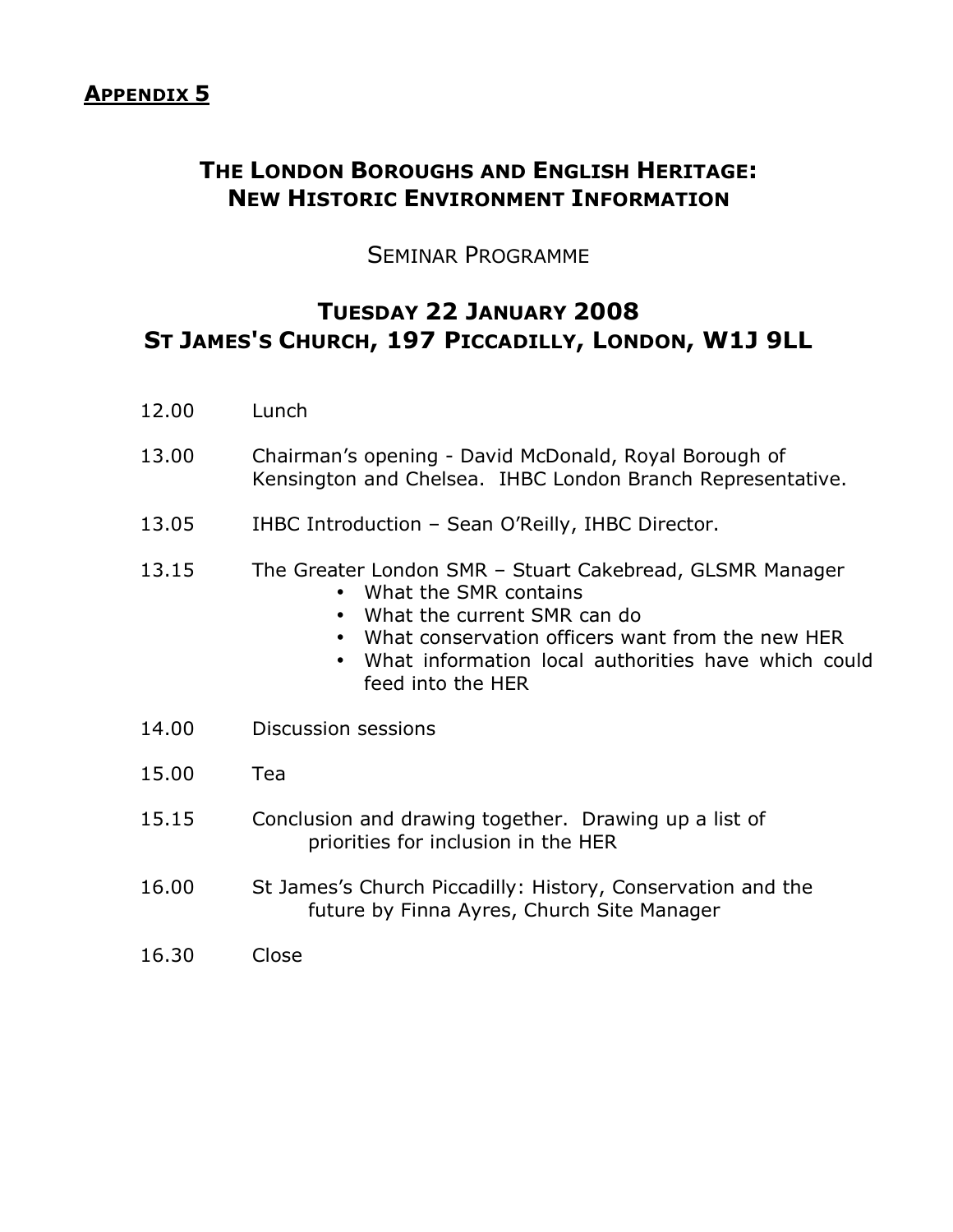**APPENDIX 5**

## THE LONDON BOROUGHS AND ENGLISH HERITAGE: NEW HISTORIC ENVIRONMENT INFORMATION

SEMINAR PROGRAMME

## TUESDAY 22 JANUARY 2008
## ST JAMES'S CHURCH, 197 PICCADILLY, LONDON, W1J 9LL

12.00 Lunch

13.00 Chairman's opening - David McDonald, Royal Borough of Kensington and Chelsea. IHBC London Branch Representative.

13.05 IHBC Introduction – Sean O'Reilly, IHBC Director.

13.15 The Greater London SMR – Stuart Cakebread, GLSMR Manager
- What the SMR contains
- What the current SMR can do
- What conservation officers want from the new HER
- What information local authorities have which could feed into the HER

14.00 Discussion sessions

15.00 Tea

15.15 Conclusion and drawing together. Drawing up a list of priorities for inclusion in the HER

16.00 St James's Church Piccadilly: History, Conservation and the future by Finna Ayres, Church Site Manager

16.30 Close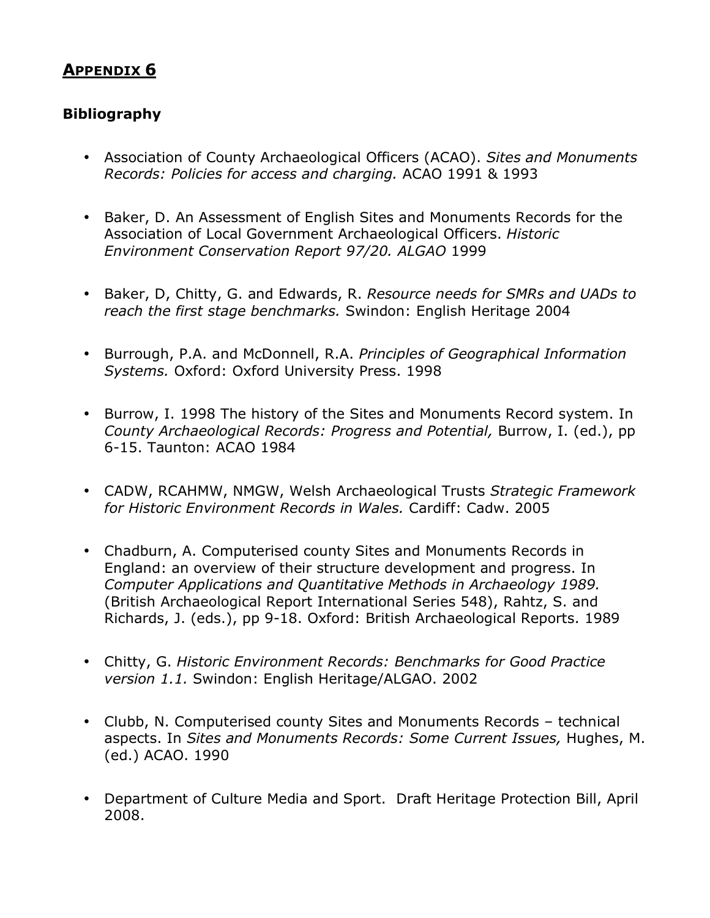## **Appendix 6**

### **Bibliography**

- Association of County Archaeological Officers (ACAO). *Sites and Monuments Records: Policies for access and charging.* ACAO 1991 & 1993
- Baker, D. An Assessment of English Sites and Monuments Records for the Association of Local Government Archaeological Officers. *Historic Environment Conservation Report 97/20. ALGAO* 1999
- Baker, D, Chitty, G. and Edwards, R. *Resource needs for SMRs and UADs to reach the first stage benchmarks.* Swindon: English Heritage 2004
- Burrough, P.A. and McDonnell, R.A. *Principles of Geographical Information Systems.* Oxford: Oxford University Press. 1998
- Burrow, I. 1998 The history of the Sites and Monuments Record system. In *County Archaeological Records: Progress and Potential,* Burrow, I. (ed.), pp 6-15. Taunton: ACAO 1984
- CADW, RCAHMW, NMGW, Welsh Archaeological Trusts *Strategic Framework for Historic Environment Records in Wales.* Cardiff: Cadw. 2005
- Chadburn, A. Computerised county Sites and Monuments Records in England: an overview of their structure development and progress. In *Computer Applications and Quantitative Methods in Archaeology 1989.* (British Archaeological Report International Series 548), Rahtz, S. and Richards, J. (eds.), pp 9-18. Oxford: British Archaeological Reports. 1989
- Chitty, G. *Historic Environment Records: Benchmarks for Good Practice version 1.1.* Swindon: English Heritage/ALGAO. 2002
- Clubb, N. Computerised county Sites and Monuments Records – technical aspects. In *Sites and Monuments Records: Some Current Issues,* Hughes, M. (ed.) ACAO. 1990
- Department of Culture Media and Sport. Draft Heritage Protection Bill, April 2008.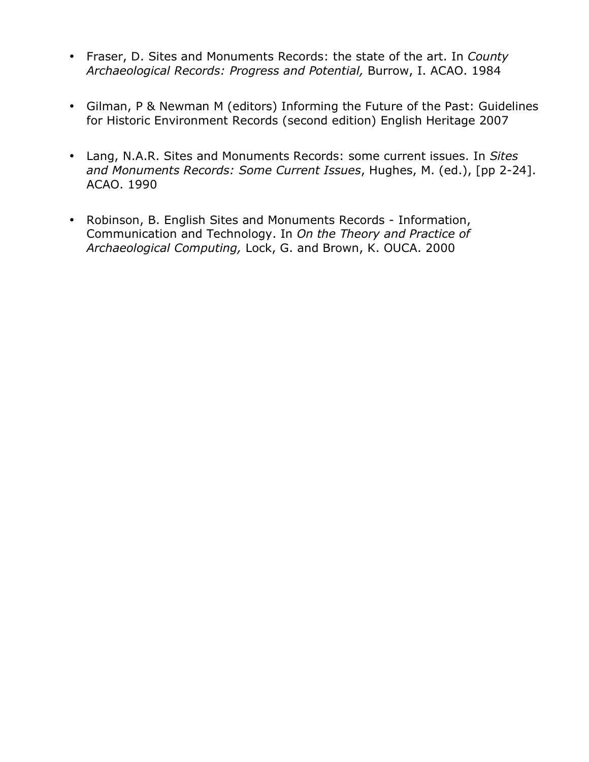- Fraser, D. Sites and Monuments Records: the state of the art. In *County Archaeological Records: Progress and Potential,* Burrow, I. ACAO. 1984

- Gilman, P & Newman M (editors) Informing the Future of the Past: Guidelines for Historic Environment Records (second edition) English Heritage 2007

- Lang, N.A.R. Sites and Monuments Records: some current issues. In *Sites and Monuments Records: Some Current Issues*, Hughes, M. (ed.), [pp 2-24]. ACAO. 1990

- Robinson, B. English Sites and Monuments Records - Information, Communication and Technology. In *On the Theory and Practice of Archaeological Computing,* Lock, G. and Brown, K. OUCA. 2000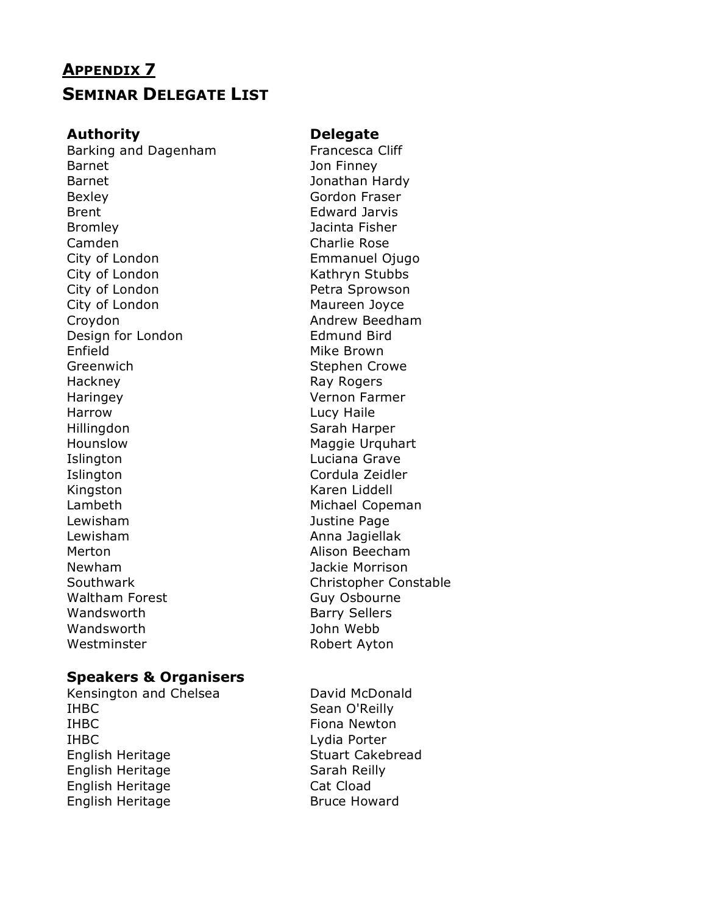## Appendix 7

## Seminar Delegate List

| Authority | Delegate |
|---|---|
| Barking and Dagenham | Francesca Cliff |
| Barnet | Jon Finney |
| Barnet | Jonathan Hardy |
| Bexley | Gordon Fraser |
| Brent | Edward Jarvis |
| Bromley | Jacinta Fisher |
| Camden | Charlie Rose |
| City of London | Emmanuel Ojugo |
| City of London | Kathryn Stubbs |
| City of London | Petra Sprowson |
| City of London | Maureen Joyce |
| Croydon | Andrew Beedham |
| Design for London | Edmund Bird |
| Enfield | Mike Brown |
| Greenwich | Stephen Crowe |
| Hackney | Ray Rogers |
| Haringey | Vernon Farmer |
| Harrow | Lucy Haile |
| Hillingdon | Sarah Harper |
| Hounslow | Maggie Urquhart |
| Islington | Luciana Grave |
| Islington | Cordula Zeidler |
| Kingston | Karen Liddell |
| Lambeth | Michael Copeman |
| Lewisham | Justine Page |
| Lewisham | Anna Jagiellak |
| Merton | Alison Beecham |
| Newham | Jackie Morrison |
| Southwark | Christopher Constable |
| Waltham Forest | Guy Osbourne |
| Wandsworth | Barry Sellers |
| Wandsworth | John Webb |
| Westminster | Robert Ayton |

**Speakers & Organisers**

| | |
|---|---|
| Kensington and Chelsea | David McDonald |
| IHBC | Sean O'Reilly |
| IHBC | Fiona Newton |
| IHBC | Lydia Porter |
| English Heritage | Stuart Cakebread |
| English Heritage | Sarah Reilly |
| English Heritage | Cat Cload |
| English Heritage | Bruce Howard |